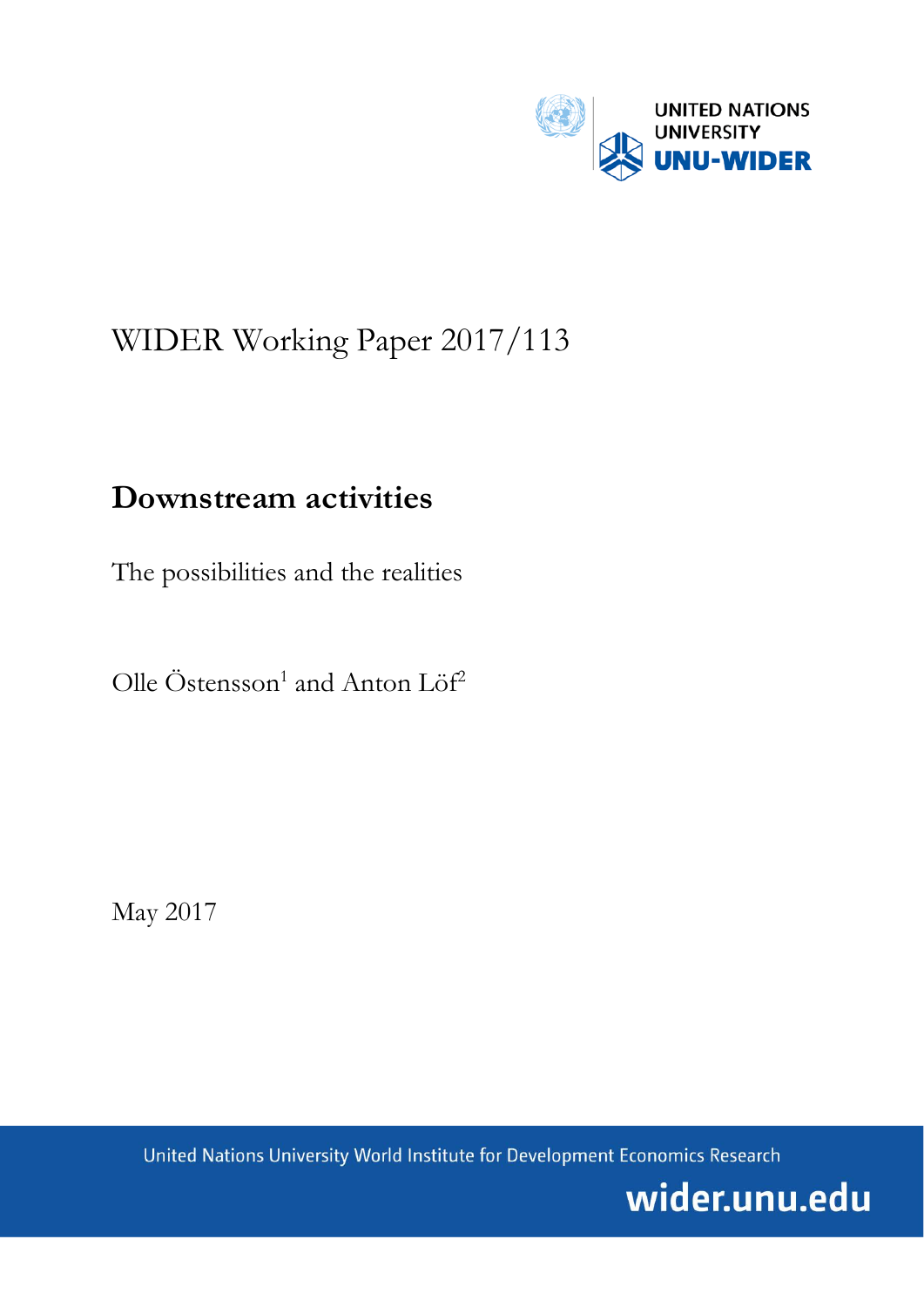UNITED NATIONS UNIVERSITY
UNU-WIDER

WIDER Working Paper 2017/113

# Downstream activities

The possibilities and the realities

Olle Östensson[1] and Anton Löf[2]

May 2017

United Nations University World Institute for Development Economics Research

wider.unu.edu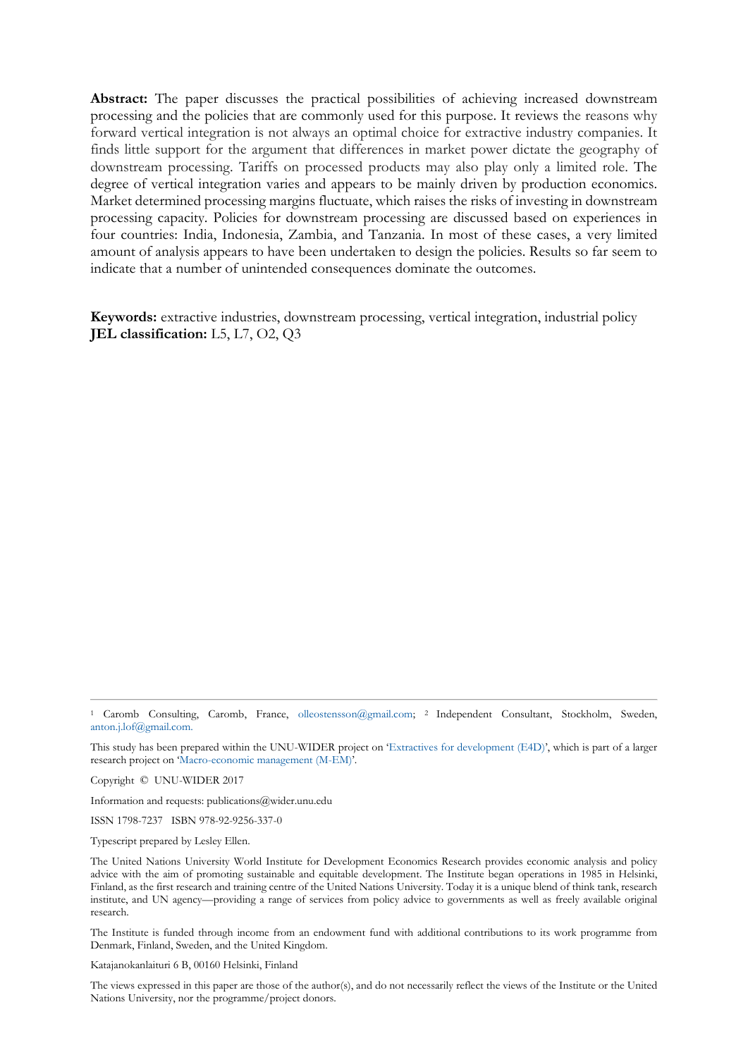**Abstract:** The paper discusses the practical possibilities of achieving increased downstream processing and the policies that are commonly used for this purpose. It reviews the reasons why forward vertical integration is not always an optimal choice for extractive industry companies. It finds little support for the argument that differences in market power dictate the geography of downstream processing. Tariffs on processed products may also play only a limited role. The degree of vertical integration varies and appears to be mainly driven by production economics. Market determined processing margins fluctuate, which raises the risks of investing in downstream processing capacity. Policies for downstream processing are discussed based on experiences in four countries: India, Indonesia, Zambia, and Tanzania. In most of these cases, a very limited amount of analysis appears to have been undertaken to design the policies. Results so far seem to indicate that a number of unintended consequences dominate the outcomes.

**Keywords:** extractive industries, downstream processing, vertical integration, industrial policy
**JEL classification:** L5, L7, O2, Q3

---

[1] Caromb Consulting, Caromb, France, olleostensson@gmail.com; [2] Independent Consultant, Stockholm, Sweden, anton.j.lof@gmail.com.

This study has been prepared within the UNU-WIDER project on 'Extractives for development (E4D)', which is part of a larger research project on 'Macro-economic management (M-EM)'.

Copyright © UNU-WIDER 2017

Information and requests: publications@wider.unu.edu

ISSN 1798-7237 ISBN 978-92-9256-337-0

Typescript prepared by Lesley Ellen.

The United Nations University World Institute for Development Economics Research provides economic analysis and policy advice with the aim of promoting sustainable and equitable development. The Institute began operations in 1985 in Helsinki, Finland, as the first research and training centre of the United Nations University. Today it is a unique blend of think tank, research institute, and UN agency—providing a range of services from policy advice to governments as well as freely available original research.

The Institute is funded through income from an endowment fund with additional contributions to its work programme from Denmark, Finland, Sweden, and the United Kingdom.

Katajanokanlaituri 6 B, 00160 Helsinki, Finland

The views expressed in this paper are those of the author(s), and do not necessarily reflect the views of the Institute or the United Nations University, nor the programme/project donors.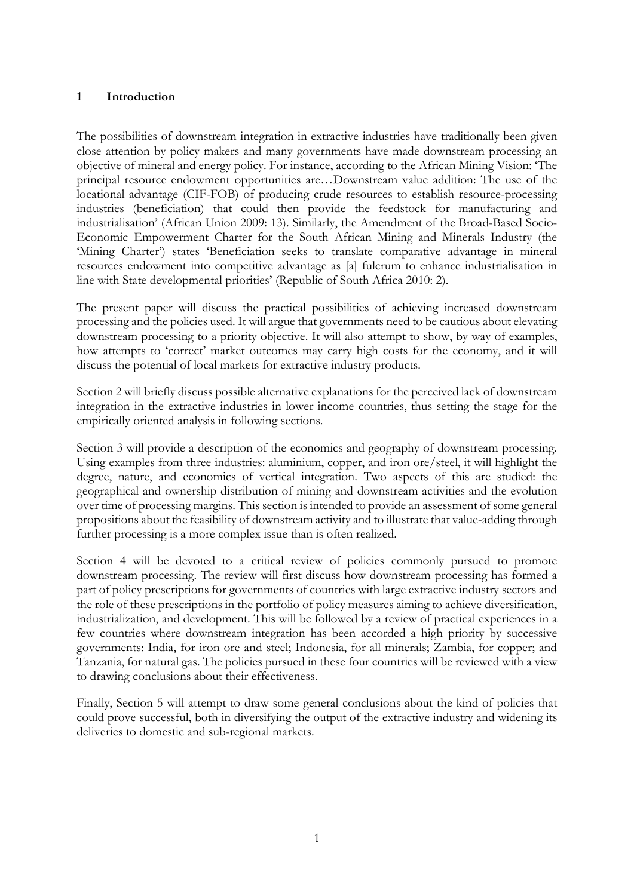## 1 Introduction

The possibilities of downstream integration in extractive industries have traditionally been given close attention by policy makers and many governments have made downstream processing an objective of mineral and energy policy. For instance, according to the African Mining Vision: 'The principal resource endowment opportunities are…Downstream value addition: The use of the locational advantage (CIF-FOB) of producing crude resources to establish resource-processing industries (beneficiation) that could then provide the feedstock for manufacturing and industrialisation' (African Union 2009: 13). Similarly, the Amendment of the Broad-Based Socio-Economic Empowerment Charter for the South African Mining and Minerals Industry (the 'Mining Charter') states 'Beneficiation seeks to translate comparative advantage in mineral resources endowment into competitive advantage as [a] fulcrum to enhance industrialisation in line with State developmental priorities' (Republic of South Africa 2010: 2).

The present paper will discuss the practical possibilities of achieving increased downstream processing and the policies used. It will argue that governments need to be cautious about elevating downstream processing to a priority objective. It will also attempt to show, by way of examples, how attempts to 'correct' market outcomes may carry high costs for the economy, and it will discuss the potential of local markets for extractive industry products.

Section 2 will briefly discuss possible alternative explanations for the perceived lack of downstream integration in the extractive industries in lower income countries, thus setting the stage for the empirically oriented analysis in following sections.

Section 3 will provide a description of the economics and geography of downstream processing. Using examples from three industries: aluminium, copper, and iron ore/steel, it will highlight the degree, nature, and economics of vertical integration. Two aspects of this are studied: the geographical and ownership distribution of mining and downstream activities and the evolution over time of processing margins. This section is intended to provide an assessment of some general propositions about the feasibility of downstream activity and to illustrate that value-adding through further processing is a more complex issue than is often realized.

Section 4 will be devoted to a critical review of policies commonly pursued to promote downstream processing. The review will first discuss how downstream processing has formed a part of policy prescriptions for governments of countries with large extractive industry sectors and the role of these prescriptions in the portfolio of policy measures aiming to achieve diversification, industrialization, and development. This will be followed by a review of practical experiences in a few countries where downstream integration has been accorded a high priority by successive governments: India, for iron ore and steel; Indonesia, for all minerals; Zambia, for copper; and Tanzania, for natural gas. The policies pursued in these four countries will be reviewed with a view to drawing conclusions about their effectiveness.

Finally, Section 5 will attempt to draw some general conclusions about the kind of policies that could prove successful, both in diversifying the output of the extractive industry and widening its deliveries to domestic and sub-regional markets.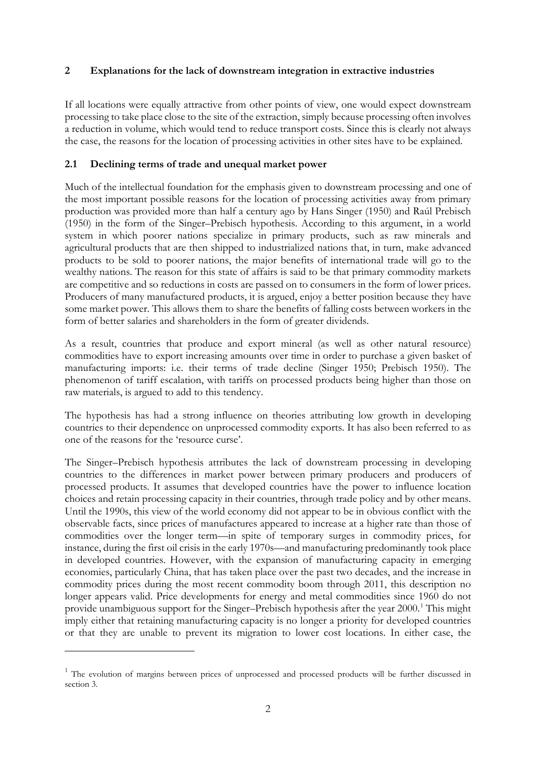## 2 Explanations for the lack of downstream integration in extractive industries

If all locations were equally attractive from other points of view, one would expect downstream processing to take place close to the site of the extraction, simply because processing often involves a reduction in volume, which would tend to reduce transport costs. Since this is clearly not always the case, the reasons for the location of processing activities in other sites have to be explained.

### 2.1 Declining terms of trade and unequal market power

Much of the intellectual foundation for the emphasis given to downstream processing and one of the most important possible reasons for the location of processing activities away from primary production was provided more than half a century ago by Hans Singer (1950) and Raúl Prebisch (1950) in the form of the Singer–Prebisch hypothesis. According to this argument, in a world system in which poorer nations specialize in primary products, such as raw minerals and agricultural products that are then shipped to industrialized nations that, in turn, make advanced products to be sold to poorer nations, the major benefits of international trade will go to the wealthy nations. The reason for this state of affairs is said to be that primary commodity markets are competitive and so reductions in costs are passed on to consumers in the form of lower prices. Producers of many manufactured products, it is argued, enjoy a better position because they have some market power. This allows them to share the benefits of falling costs between workers in the form of better salaries and shareholders in the form of greater dividends.

As a result, countries that produce and export mineral (as well as other natural resource) commodities have to export increasing amounts over time in order to purchase a given basket of manufacturing imports: i.e. their terms of trade decline (Singer 1950; Prebisch 1950). The phenomenon of tariff escalation, with tariffs on processed products being higher than those on raw materials, is argued to add to this tendency.

The hypothesis has had a strong influence on theories attributing low growth in developing countries to their dependence on unprocessed commodity exports. It has also been referred to as one of the reasons for the 'resource curse'.

The Singer–Prebisch hypothesis attributes the lack of downstream processing in developing countries to the differences in market power between primary producers and producers of processed products. It assumes that developed countries have the power to influence location choices and retain processing capacity in their countries, through trade policy and by other means. Until the 1990s, this view of the world economy did not appear to be in obvious conflict with the observable facts, since prices of manufactures appeared to increase at a higher rate than those of commodities over the longer term—in spite of temporary surges in commodity prices, for instance, during the first oil crisis in the early 1970s—and manufacturing predominantly took place in developed countries. However, with the expansion of manufacturing capacity in emerging economies, particularly China, that has taken place over the past two decades, and the increase in commodity prices during the most recent commodity boom through 2011, this description no longer appears valid. Price developments for energy and metal commodities since 1960 do not provide unambiguous support for the Singer–Prebisch hypothesis after the year 2000.[1] This might imply either that retaining manufacturing capacity is no longer a priority for developed countries or that they are unable to prevent its migration to lower cost locations. In either case, the

[1] The evolution of margins between prices of unprocessed and processed products will be further discussed in section 3.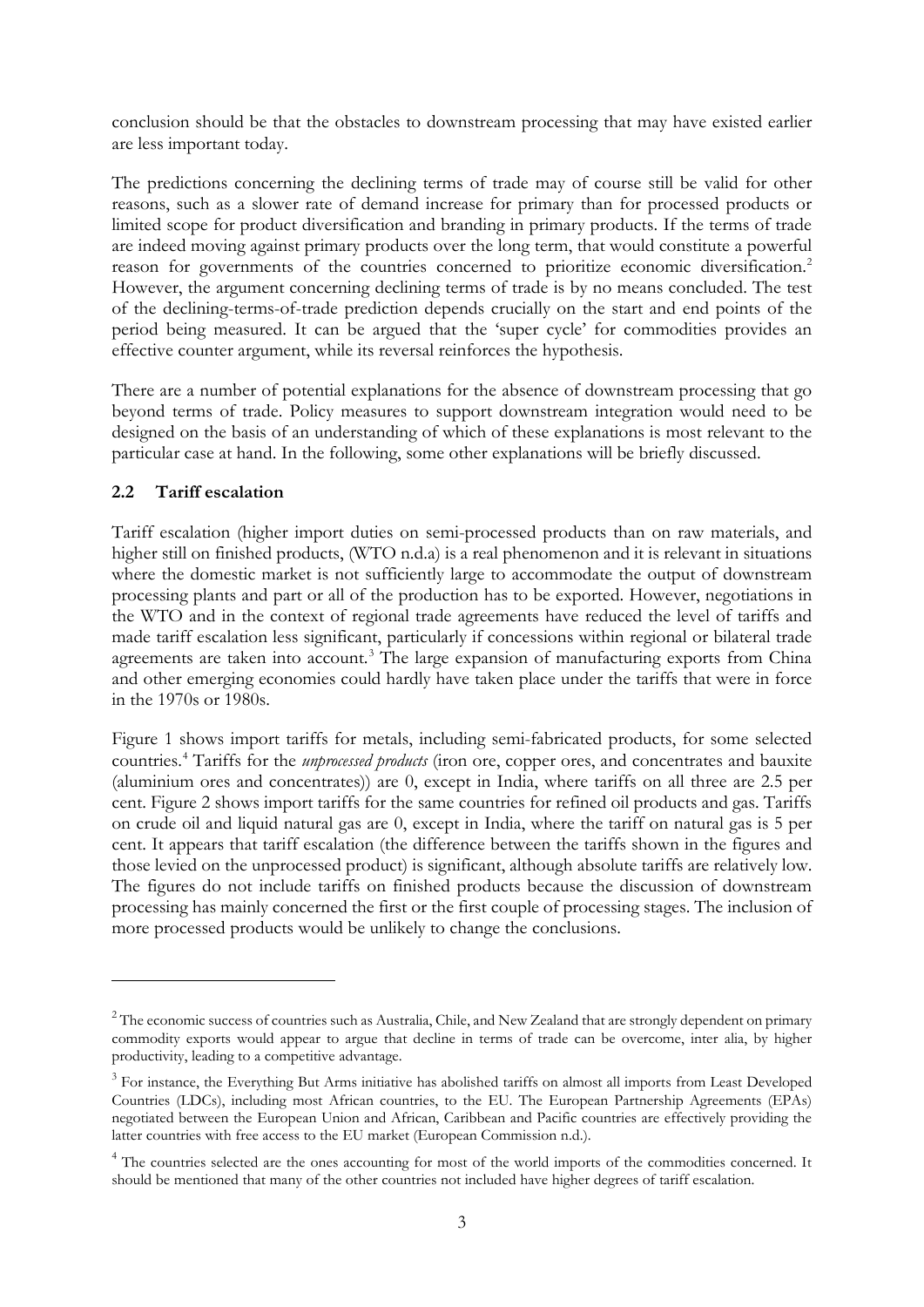conclusion should be that the obstacles to downstream processing that may have existed earlier are less important today.

The predictions concerning the declining terms of trade may of course still be valid for other reasons, such as a slower rate of demand increase for primary than for processed products or limited scope for product diversification and branding in primary products. If the terms of trade are indeed moving against primary products over the long term, that would constitute a powerful reason for governments of the countries concerned to prioritize economic diversification.[2] However, the argument concerning declining terms of trade is by no means concluded. The test of the declining-terms-of-trade prediction depends crucially on the start and end points of the period being measured. It can be argued that the 'super cycle' for commodities provides an effective counter argument, while its reversal reinforces the hypothesis.

There are a number of potential explanations for the absence of downstream processing that go beyond terms of trade. Policy measures to support downstream integration would need to be designed on the basis of an understanding of which of these explanations is most relevant to the particular case at hand. In the following, some other explanations will be briefly discussed.

### 2.2 Tariff escalation

Tariff escalation (higher import duties on semi-processed products than on raw materials, and higher still on finished products, (WTO n.d.a) is a real phenomenon and it is relevant in situations where the domestic market is not sufficiently large to accommodate the output of downstream processing plants and part or all of the production has to be exported. However, negotiations in the WTO and in the context of regional trade agreements have reduced the level of tariffs and made tariff escalation less significant, particularly if concessions within regional or bilateral trade agreements are taken into account.[3] The large expansion of manufacturing exports from China and other emerging economies could hardly have taken place under the tariffs that were in force in the 1970s or 1980s.

Figure 1 shows import tariffs for metals, including semi-fabricated products, for some selected countries.[4] Tariffs for the *unprocessed products* (iron ore, copper ores, and concentrates and bauxite (aluminium ores and concentrates)) are 0, except in India, where tariffs on all three are 2.5 per cent. Figure 2 shows import tariffs for the same countries for refined oil products and gas. Tariffs on crude oil and liquid natural gas are 0, except in India, where the tariff on natural gas is 5 per cent. It appears that tariff escalation (the difference between the tariffs shown in the figures and those levied on the unprocessed product) is significant, although absolute tariffs are relatively low. The figures do not include tariffs on finished products because the discussion of downstream processing has mainly concerned the first or the first couple of processing stages. The inclusion of more processed products would be unlikely to change the conclusions.

---

[2] The economic success of countries such as Australia, Chile, and New Zealand that are strongly dependent on primary commodity exports would appear to argue that decline in terms of trade can be overcome, inter alia, by higher productivity, leading to a competitive advantage.

[3] For instance, the Everything But Arms initiative has abolished tariffs on almost all imports from Least Developed Countries (LDCs), including most African countries, to the EU. The European Partnership Agreements (EPAs) negotiated between the European Union and African, Caribbean and Pacific countries are effectively providing the latter countries with free access to the EU market (European Commission n.d.).

[4] The countries selected are the ones accounting for most of the world imports of the commodities concerned. It should be mentioned that many of the other countries not included have higher degrees of tariff escalation.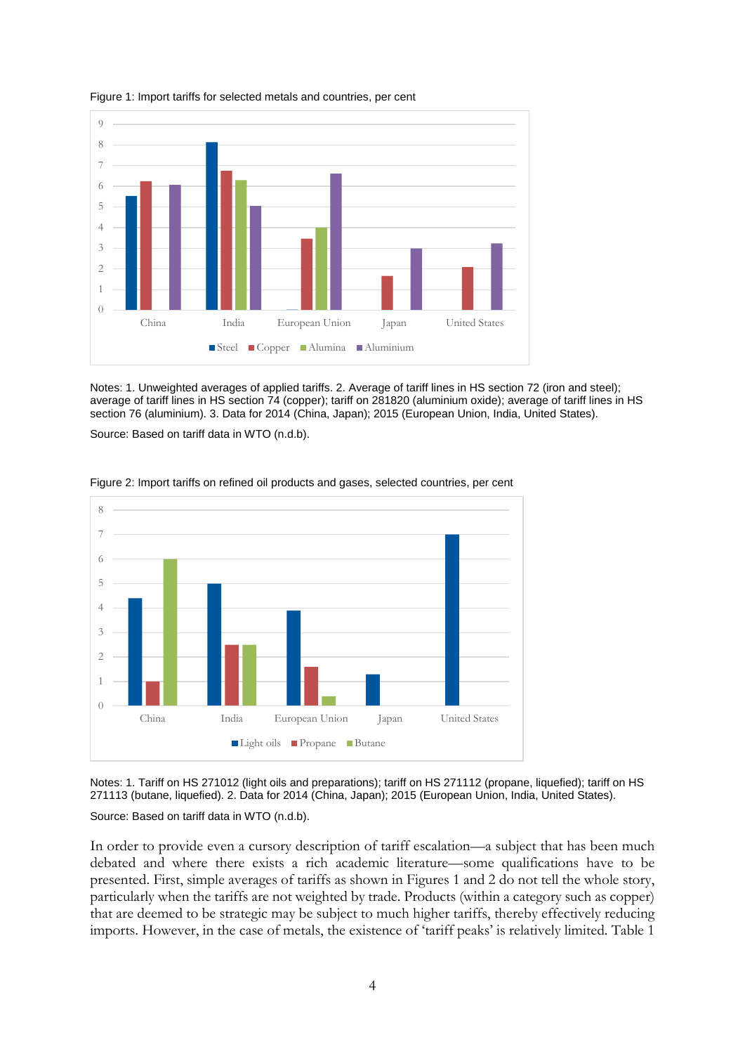Figure 1: Import tariffs for selected metals and countries, per cent

Notes: 1. Unweighted averages of applied tariffs. 2. Average of tariff lines in HS section 72 (iron and steel); average of tariff lines in HS section 74 (copper); tariff on 281820 (aluminium oxide); average of tariff lines in HS section 76 (aluminium). 3. Data for 2014 (China, Japan); 2015 (European Union, India, United States).

Source: Based on tariff data in WTO (n.d.b).

Figure 2: Import tariffs on refined oil products and gases, selected countries, per cent

Notes: 1. Tariff on HS 271012 (light oils and preparations); tariff on HS 271112 (propane, liquefied); tariff on HS 271113 (butane, liquefied). 2. Data for 2014 (China, Japan); 2015 (European Union, India, United States).

Source: Based on tariff data in WTO (n.d.b).

In order to provide even a cursory description of tariff escalation—a subject that has been much debated and where there exists a rich academic literature—some qualifications have to be presented. First, simple averages of tariffs as shown in Figures 1 and 2 do not tell the whole story, particularly when the tariffs are not weighted by trade. Products (within a category such as copper) that are deemed to be strategic may be subject to much higher tariffs, thereby effectively reducing imports. However, in the case of metals, the existence of 'tariff peaks' is relatively limited. Table 1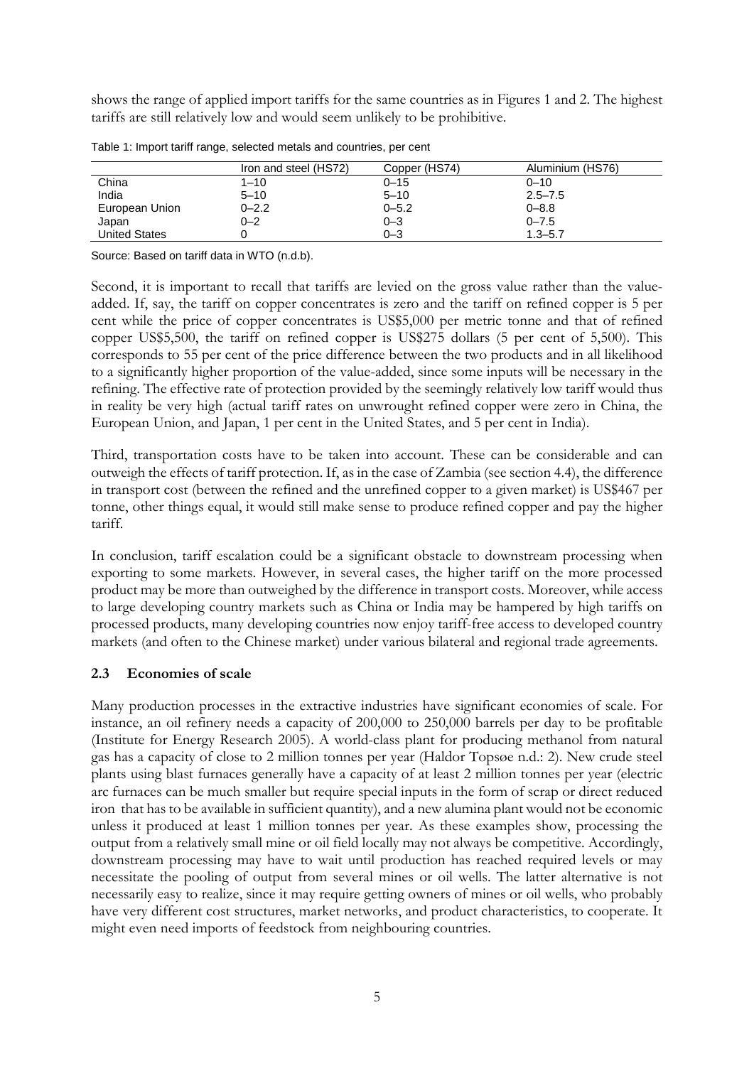shows the range of applied import tariffs for the same countries as in Figures 1 and 2. The highest tariffs are still relatively low and would seem unlikely to be prohibitive.

Table 1: Import tariff range, selected metals and countries, per cent

| | Iron and steel (HS72) | Copper (HS74) | Aluminium (HS76) |
|---|---|---|---|
| China | 1–10 | 0–15 | 0–10 |
| India | 5–10 | 5–10 | 2.5–7.5 |
| European Union | 0–2.2 | 0–5.2 | 0–8.8 |
| Japan | 0–2 | 0–3 | 0–7.5 |
| United States | 0 | 0–3 | 1.3–5.7 |

Source: Based on tariff data in WTO (n.d.b).

Second, it is important to recall that tariffs are levied on the gross value rather than the value-added. If, say, the tariff on copper concentrates is zero and the tariff on refined copper is 5 per cent while the price of copper concentrates is US$5,000 per metric tonne and that of refined copper US$5,500, the tariff on refined copper is US$275 dollars (5 per cent of 5,500). This corresponds to 55 per cent of the price difference between the two products and in all likelihood to a significantly higher proportion of the value-added, since some inputs will be necessary in the refining. The effective rate of protection provided by the seemingly relatively low tariff would thus in reality be very high (actual tariff rates on unwrought refined copper were zero in China, the European Union, and Japan, 1 per cent in the United States, and 5 per cent in India).

Third, transportation costs have to be taken into account. These can be considerable and can outweigh the effects of tariff protection. If, as in the case of Zambia (see section 4.4), the difference in transport cost (between the refined and the unrefined copper to a given market) is US$467 per tonne, other things equal, it would still make sense to produce refined copper and pay the higher tariff.

In conclusion, tariff escalation could be a significant obstacle to downstream processing when exporting to some markets. However, in several cases, the higher tariff on the more processed product may be more than outweighed by the difference in transport costs. Moreover, while access to large developing country markets such as China or India may be hampered by high tariffs on processed products, many developing countries now enjoy tariff-free access to developed country markets (and often to the Chinese market) under various bilateral and regional trade agreements.

### 2.3 Economies of scale

Many production processes in the extractive industries have significant economies of scale. For instance, an oil refinery needs a capacity of 200,000 to 250,000 barrels per day to be profitable (Institute for Energy Research 2005). A world-class plant for producing methanol from natural gas has a capacity of close to 2 million tonnes per year (Haldor Topsøe n.d.: 2). New crude steel plants using blast furnaces generally have a capacity of at least 2 million tonnes per year (electric arc furnaces can be much smaller but require special inputs in the form of scrap or direct reduced iron that has to be available in sufficient quantity), and a new alumina plant would not be economic unless it produced at least 1 million tonnes per year. As these examples show, processing the output from a relatively small mine or oil field locally may not always be competitive. Accordingly, downstream processing may have to wait until production has reached required levels or may necessitate the pooling of output from several mines or oil wells. The latter alternative is not necessarily easy to realize, since it may require getting owners of mines or oil wells, who probably have very different cost structures, market networks, and product characteristics, to cooperate. It might even need imports of feedstock from neighbouring countries.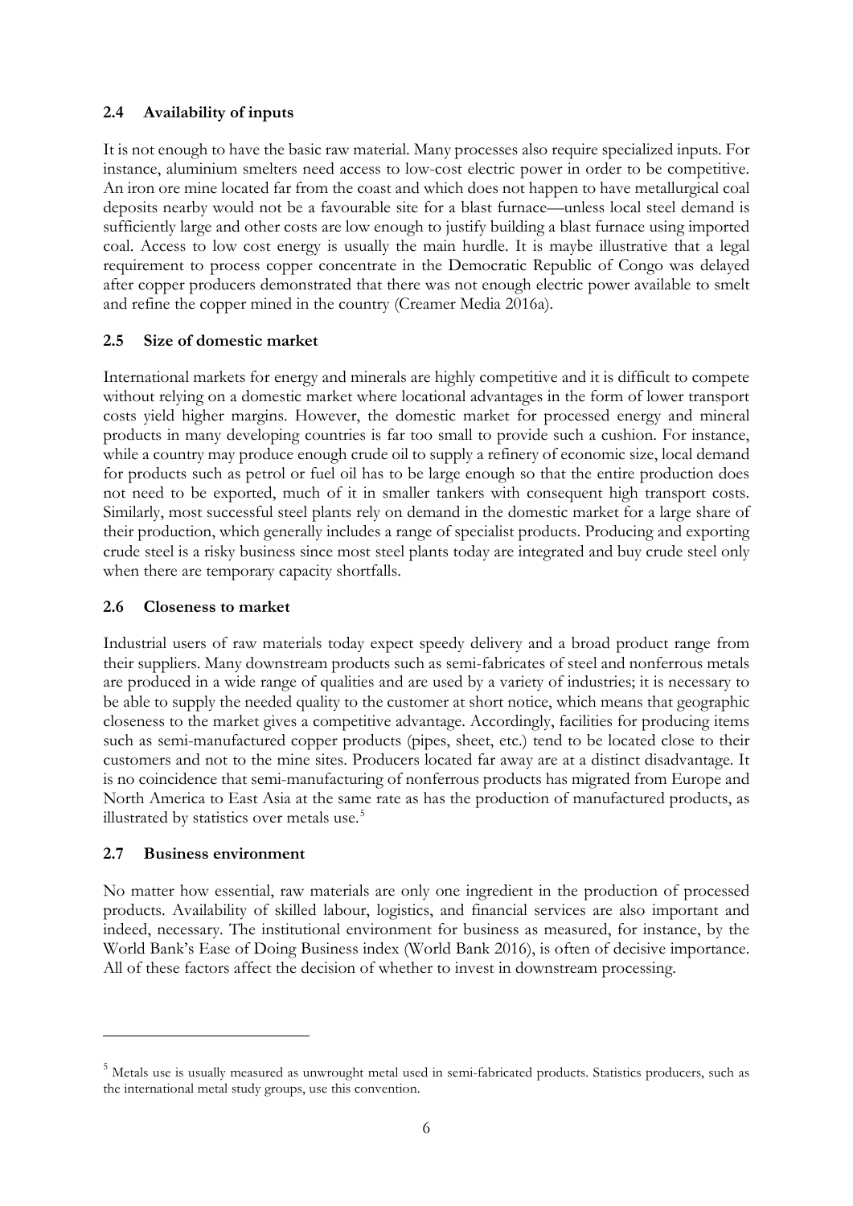### 2.4 Availability of inputs

It is not enough to have the basic raw material. Many processes also require specialized inputs. For instance, aluminium smelters need access to low-cost electric power in order to be competitive. An iron ore mine located far from the coast and which does not happen to have metallurgical coal deposits nearby would not be a favourable site for a blast furnace—unless local steel demand is sufficiently large and other costs are low enough to justify building a blast furnace using imported coal. Access to low cost energy is usually the main hurdle. It is maybe illustrative that a legal requirement to process copper concentrate in the Democratic Republic of Congo was delayed after copper producers demonstrated that there was not enough electric power available to smelt and refine the copper mined in the country (Creamer Media 2016a).

### 2.5 Size of domestic market

International markets for energy and minerals are highly competitive and it is difficult to compete without relying on a domestic market where locational advantages in the form of lower transport costs yield higher margins. However, the domestic market for processed energy and mineral products in many developing countries is far too small to provide such a cushion. For instance, while a country may produce enough crude oil to supply a refinery of economic size, local demand for products such as petrol or fuel oil has to be large enough so that the entire production does not need to be exported, much of it in smaller tankers with consequent high transport costs. Similarly, most successful steel plants rely on demand in the domestic market for a large share of their production, which generally includes a range of specialist products. Producing and exporting crude steel is a risky business since most steel plants today are integrated and buy crude steel only when there are temporary capacity shortfalls.

### 2.6 Closeness to market

Industrial users of raw materials today expect speedy delivery and a broad product range from their suppliers. Many downstream products such as semi-fabricates of steel and nonferrous metals are produced in a wide range of qualities and are used by a variety of industries; it is necessary to be able to supply the needed quality to the customer at short notice, which means that geographic closeness to the market gives a competitive advantage. Accordingly, facilities for producing items such as semi-manufactured copper products (pipes, sheet, etc.) tend to be located close to their customers and not to the mine sites. Producers located far away are at a distinct disadvantage. It is no coincidence that semi-manufacturing of nonferrous products has migrated from Europe and North America to East Asia at the same rate as has the production of manufactured products, as illustrated by statistics over metals use.[5]

### 2.7 Business environment

No matter how essential, raw materials are only one ingredient in the production of processed products. Availability of skilled labour, logistics, and financial services are also important and indeed, necessary. The institutional environment for business as measured, for instance, by the World Bank's Ease of Doing Business index (World Bank 2016), is often of decisive importance. All of these factors affect the decision of whether to invest in downstream processing.

---

[5] Metals use is usually measured as unwrought metal used in semi-fabricated products. Statistics producers, such as the international metal study groups, use this convention.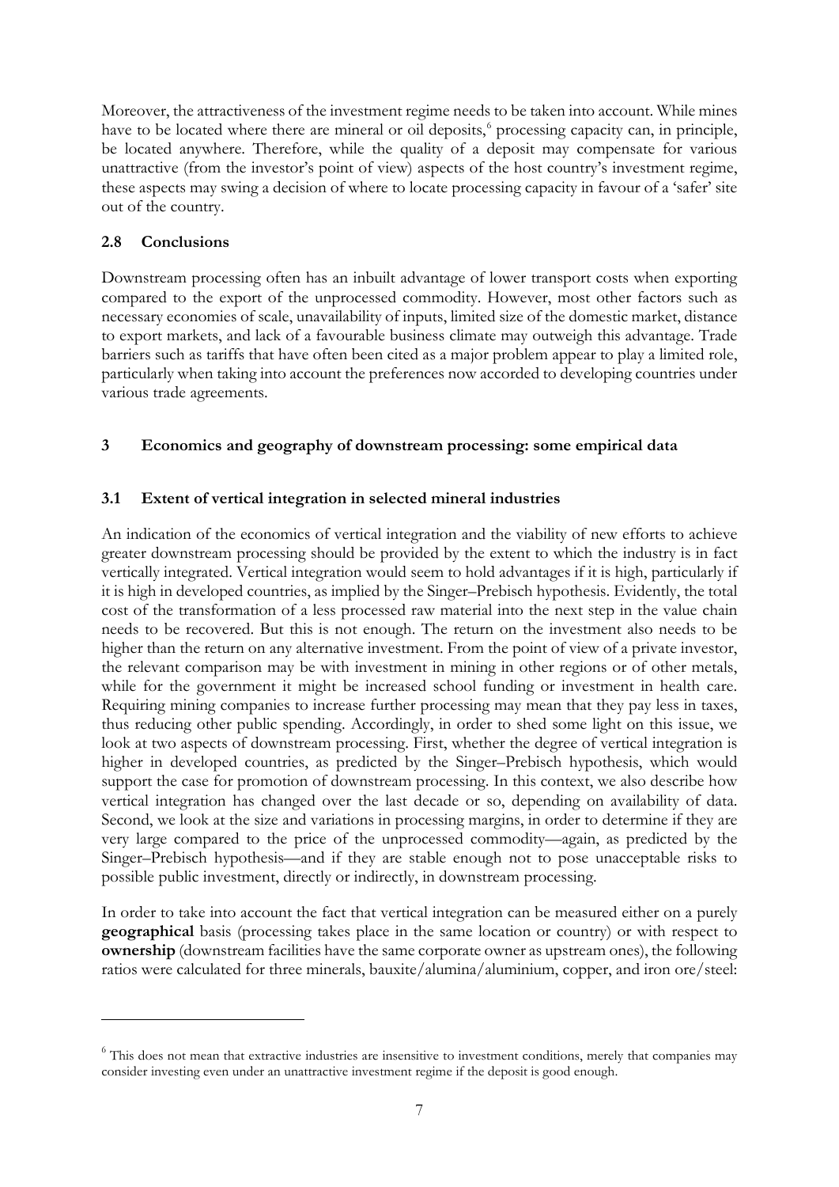Moreover, the attractiveness of the investment regime needs to be taken into account. While mines have to be located where there are mineral or oil deposits,[6] processing capacity can, in principle, be located anywhere. Therefore, while the quality of a deposit may compensate for various unattractive (from the investor's point of view) aspects of the host country's investment regime, these aspects may swing a decision of where to locate processing capacity in favour of a 'safer' site out of the country.

### 2.8 Conclusions

Downstream processing often has an inbuilt advantage of lower transport costs when exporting compared to the export of the unprocessed commodity. However, most other factors such as necessary economies of scale, unavailability of inputs, limited size of the domestic market, distance to export markets, and lack of a favourable business climate may outweigh this advantage. Trade barriers such as tariffs that have often been cited as a major problem appear to play a limited role, particularly when taking into account the preferences now accorded to developing countries under various trade agreements.

## 3 Economics and geography of downstream processing: some empirical data

### 3.1 Extent of vertical integration in selected mineral industries

An indication of the economics of vertical integration and the viability of new efforts to achieve greater downstream processing should be provided by the extent to which the industry is in fact vertically integrated. Vertical integration would seem to hold advantages if it is high, particularly if it is high in developed countries, as implied by the Singer–Prebisch hypothesis. Evidently, the total cost of the transformation of a less processed raw material into the next step in the value chain needs to be recovered. But this is not enough. The return on the investment also needs to be higher than the return on any alternative investment. From the point of view of a private investor, the relevant comparison may be with investment in mining in other regions or of other metals, while for the government it might be increased school funding or investment in health care. Requiring mining companies to increase further processing may mean that they pay less in taxes, thus reducing other public spending. Accordingly, in order to shed some light on this issue, we look at two aspects of downstream processing. First, whether the degree of vertical integration is higher in developed countries, as predicted by the Singer–Prebisch hypothesis, which would support the case for promotion of downstream processing. In this context, we also describe how vertical integration has changed over the last decade or so, depending on availability of data. Second, we look at the size and variations in processing margins, in order to determine if they are very large compared to the price of the unprocessed commodity—again, as predicted by the Singer–Prebisch hypothesis—and if they are stable enough not to pose unacceptable risks to possible public investment, directly or indirectly, in downstream processing.

In order to take into account the fact that vertical integration can be measured either on a purely **geographical** basis (processing takes place in the same location or country) or with respect to **ownership** (downstream facilities have the same corporate owner as upstream ones), the following ratios were calculated for three minerals, bauxite/alumina/aluminium, copper, and iron ore/steel:

---

[6] This does not mean that extractive industries are insensitive to investment conditions, merely that companies may consider investing even under an unattractive investment regime if the deposit is good enough.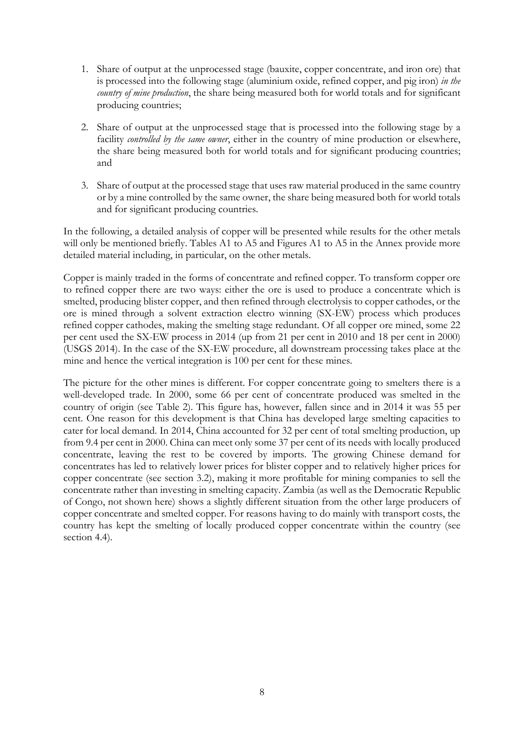1. Share of output at the unprocessed stage (bauxite, copper concentrate, and iron ore) that is processed into the following stage (aluminium oxide, refined copper, and pig iron) *in the country of mine production*, the share being measured both for world totals and for significant producing countries;

2. Share of output at the unprocessed stage that is processed into the following stage by a facility *controlled by the same owner*, either in the country of mine production or elsewhere, the share being measured both for world totals and for significant producing countries; and

3. Share of output at the processed stage that uses raw material produced in the same country or by a mine controlled by the same owner, the share being measured both for world totals and for significant producing countries.

In the following, a detailed analysis of copper will be presented while results for the other metals will only be mentioned briefly. Tables A1 to A5 and Figures A1 to A5 in the Annex provide more detailed material including, in particular, on the other metals.

Copper is mainly traded in the forms of concentrate and refined copper. To transform copper ore to refined copper there are two ways: either the ore is used to produce a concentrate which is smelted, producing blister copper, and then refined through electrolysis to copper cathodes, or the ore is mined through a solvent extraction electro winning (SX-EW) process which produces refined copper cathodes, making the smelting stage redundant. Of all copper ore mined, some 22 per cent used the SX-EW process in 2014 (up from 21 per cent in 2010 and 18 per cent in 2000) (USGS 2014). In the case of the SX-EW procedure, all downstream processing takes place at the mine and hence the vertical integration is 100 per cent for these mines.

The picture for the other mines is different. For copper concentrate going to smelters there is a well-developed trade. In 2000, some 66 per cent of concentrate produced was smelted in the country of origin (see Table 2). This figure has, however, fallen since and in 2014 it was 55 per cent. One reason for this development is that China has developed large smelting capacities to cater for local demand. In 2014, China accounted for 32 per cent of total smelting production, up from 9.4 per cent in 2000. China can meet only some 37 per cent of its needs with locally produced concentrate, leaving the rest to be covered by imports. The growing Chinese demand for concentrates has led to relatively lower prices for blister copper and to relatively higher prices for copper concentrate (see section 3.2), making it more profitable for mining companies to sell the concentrate rather than investing in smelting capacity. Zambia (as well as the Democratic Republic of Congo, not shown here) shows a slightly different situation from the other large producers of copper concentrate and smelted copper. For reasons having to do mainly with transport costs, the country has kept the smelting of locally produced copper concentrate within the country (see section 4.4).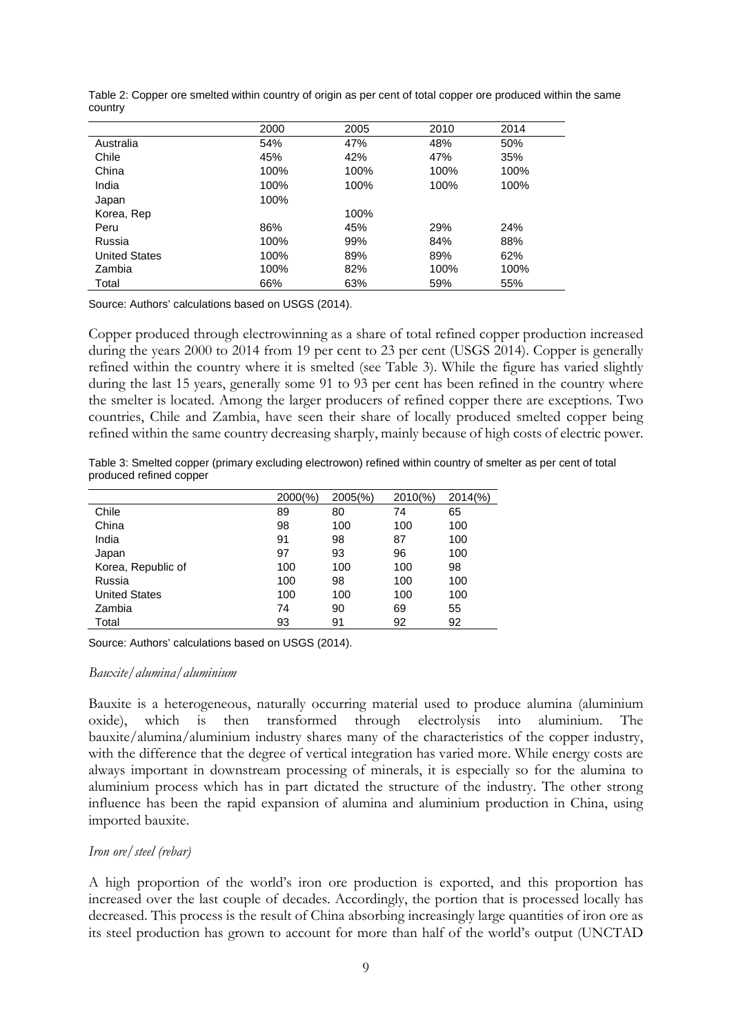Table 2: Copper ore smelted within country of origin as per cent of total copper ore produced within the same country

| | 2000 | 2005 | 2010 | 2014 |
|---|---|---|---|---|
| Australia | 54% | 47% | 48% | 50% |
| Chile | 45% | 42% | 47% | 35% |
| China | 100% | 100% | 100% | 100% |
| India | 100% | 100% | 100% | 100% |
| Japan | 100% | | | |
| Korea, Rep | | 100% | | |
| Peru | 86% | 45% | 29% | 24% |
| Russia | 100% | 99% | 84% | 88% |
| United States | 100% | 89% | 89% | 62% |
| Zambia | 100% | 82% | 100% | 100% |
| Total | 66% | 63% | 59% | 55% |

Source: Authors' calculations based on USGS (2014).

Copper produced through electrowinning as a share of total refined copper production increased during the years 2000 to 2014 from 19 per cent to 23 per cent (USGS 2014). Copper is generally refined within the country where it is smelted (see Table 3). While the figure has varied slightly during the last 15 years, generally some 91 to 93 per cent has been refined in the country where the smelter is located. Among the larger producers of refined copper there are exceptions. Two countries, Chile and Zambia, have seen their share of locally produced smelted copper being refined within the same country decreasing sharply, mainly because of high costs of electric power.

Table 3: Smelted copper (primary excluding electrowon) refined within country of smelter as per cent of total produced refined copper

| | 2000(%) | 2005(%) | 2010(%) | 2014(%) |
|---|---|---|---|---|
| Chile | 89 | 80 | 74 | 65 |
| China | 98 | 100 | 100 | 100 |
| India | 91 | 98 | 87 | 100 |
| Japan | 97 | 93 | 96 | 100 |
| Korea, Republic of | 100 | 100 | 100 | 98 |
| Russia | 100 | 98 | 100 | 100 |
| United States | 100 | 100 | 100 | 100 |
| Zambia | 74 | 90 | 69 | 55 |
| Total | 93 | 91 | 92 | 92 |

Source: Authors' calculations based on USGS (2014).

*Bauxite/alumina/aluminium*

Bauxite is a heterogeneous, naturally occurring material used to produce alumina (aluminium oxide), which is then transformed through electrolysis into aluminium. The bauxite/alumina/aluminium industry shares many of the characteristics of the copper industry, with the difference that the degree of vertical integration has varied more. While energy costs are always important in downstream processing of minerals, it is especially so for the alumina to aluminium process which has in part dictated the structure of the industry. The other strong influence has been the rapid expansion of alumina and aluminium production in China, using imported bauxite.

*Iron ore/steel (rebar)*

A high proportion of the world's iron ore production is exported, and this proportion has increased over the last couple of decades. Accordingly, the portion that is processed locally has decreased. This process is the result of China absorbing increasingly large quantities of iron ore as its steel production has grown to account for more than half of the world's output (UNCTAD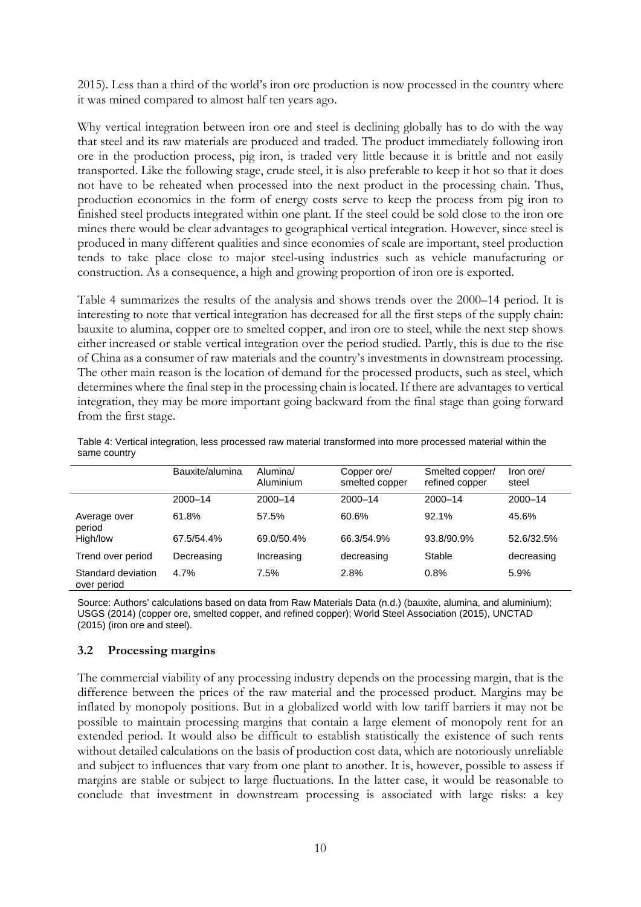2015). Less than a third of the world's iron ore production is now processed in the country where it was mined compared to almost half ten years ago.

Why vertical integration between iron ore and steel is declining globally has to do with the way that steel and its raw materials are produced and traded. The product immediately following iron ore in the production process, pig iron, is traded very little because it is brittle and not easily transported. Like the following stage, crude steel, it is also preferable to keep it hot so that it does not have to be reheated when processed into the next product in the processing chain. Thus, production economics in the form of energy costs serve to keep the process from pig iron to finished steel products integrated within one plant. If the steel could be sold close to the iron ore mines there would be clear advantages to geographical vertical integration. However, since steel is produced in many different qualities and since economies of scale are important, steel production tends to take place close to major steel-using industries such as vehicle manufacturing or construction. As a consequence, a high and growing proportion of iron ore is exported.

Table 4 summarizes the results of the analysis and shows trends over the 2000–14 period. It is interesting to note that vertical integration has decreased for all the first steps of the supply chain: bauxite to alumina, copper ore to smelted copper, and iron ore to steel, while the next step shows either increased or stable vertical integration over the period studied. Partly, this is due to the rise of China as a consumer of raw materials and the country's investments in downstream processing. The other main reason is the location of demand for the processed products, such as steel, which determines where the final step in the processing chain is located. If there are advantages to vertical integration, they may be more important going backward from the final stage than going forward from the first stage.

Table 4: Vertical integration, less processed raw material transformed into more processed material within the same country

| | Bauxite/alumina | Alumina/ Aluminium | Copper ore/ smelted copper | Smelted copper/ refined copper | Iron ore/ steel |
|---|---|---|---|---|---|
| | 2000–14 | 2000–14 | 2000–14 | 2000–14 | 2000–14 |
| Average over period | 61.8% | 57.5% | 60.6% | 92.1% | 45.6% |
| High/low | 67.5/54.4% | 69.0/50.4% | 66.3/54.9% | 93.8/90.9% | 52.6/32.5% |
| Trend over period | Decreasing | Increasing | decreasing | Stable | decreasing |
| Standard deviation over period | 4.7% | 7.5% | 2.8% | 0.8% | 5.9% |

Source: Authors' calculations based on data from Raw Materials Data (n.d.) (bauxite, alumina, and aluminium); USGS (2014) (copper ore, smelted copper, and refined copper); World Steel Association (2015), UNCTAD (2015) (iron ore and steel).

### 3.2 Processing margins

The commercial viability of any processing industry depends on the processing margin, that is the difference between the prices of the raw material and the processed product. Margins may be inflated by monopoly positions. But in a globalized world with low tariff barriers it may not be possible to maintain processing margins that contain a large element of monopoly rent for an extended period. It would also be difficult to establish statistically the existence of such rents without detailed calculations on the basis of production cost data, which are notoriously unreliable and subject to influences that vary from one plant to another. It is, however, possible to assess if margins are stable or subject to large fluctuations. In the latter case, it would be reasonable to conclude that investment in downstream processing is associated with large risks: a key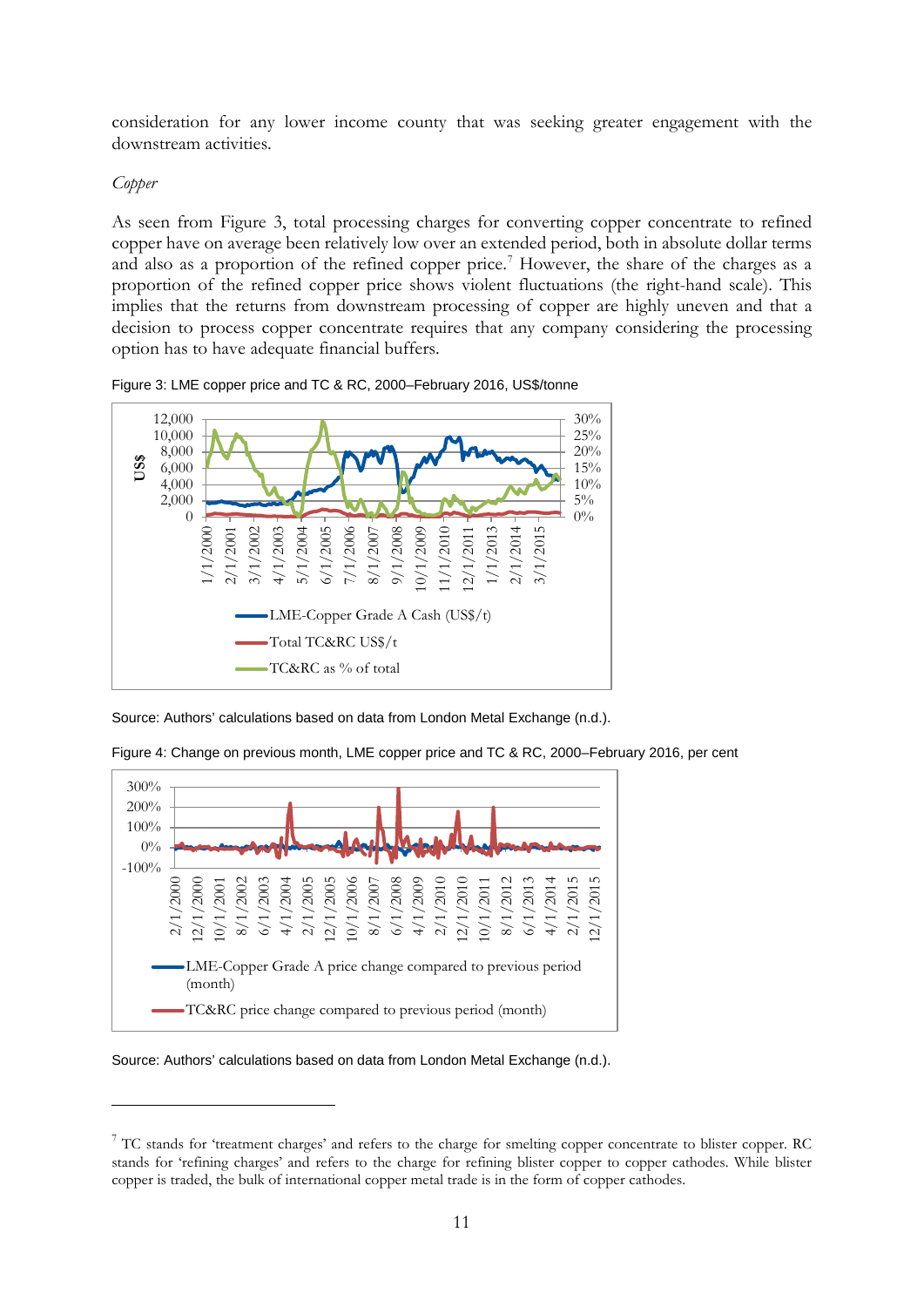consideration for any lower income county that was seeking greater engagement with the downstream activities.

*Copper*

As seen from Figure 3, total processing charges for converting copper concentrate to refined copper have on average been relatively low over an extended period, both in absolute dollar terms and also as a proportion of the refined copper price.[7] However, the share of the charges as a proportion of the refined copper price shows violent fluctuations (the right-hand scale). This implies that the returns from downstream processing of copper are highly uneven and that a decision to process copper concentrate requires that any company considering the processing option has to have adequate financial buffers.

Figure 3: LME copper price and TC & RC, 2000–February 2016, US$/tonne

Source: Authors' calculations based on data from London Metal Exchange (n.d.).

Figure 4: Change on previous month, LME copper price and TC & RC, 2000–February 2016, per cent

Source: Authors' calculations based on data from London Metal Exchange (n.d.).

---

[7] TC stands for 'treatment charges' and refers to the charge for smelting copper concentrate to blister copper. RC stands for 'refining charges' and refers to the charge for refining blister copper to copper cathodes. While blister copper is traded, the bulk of international copper metal trade is in the form of copper cathodes.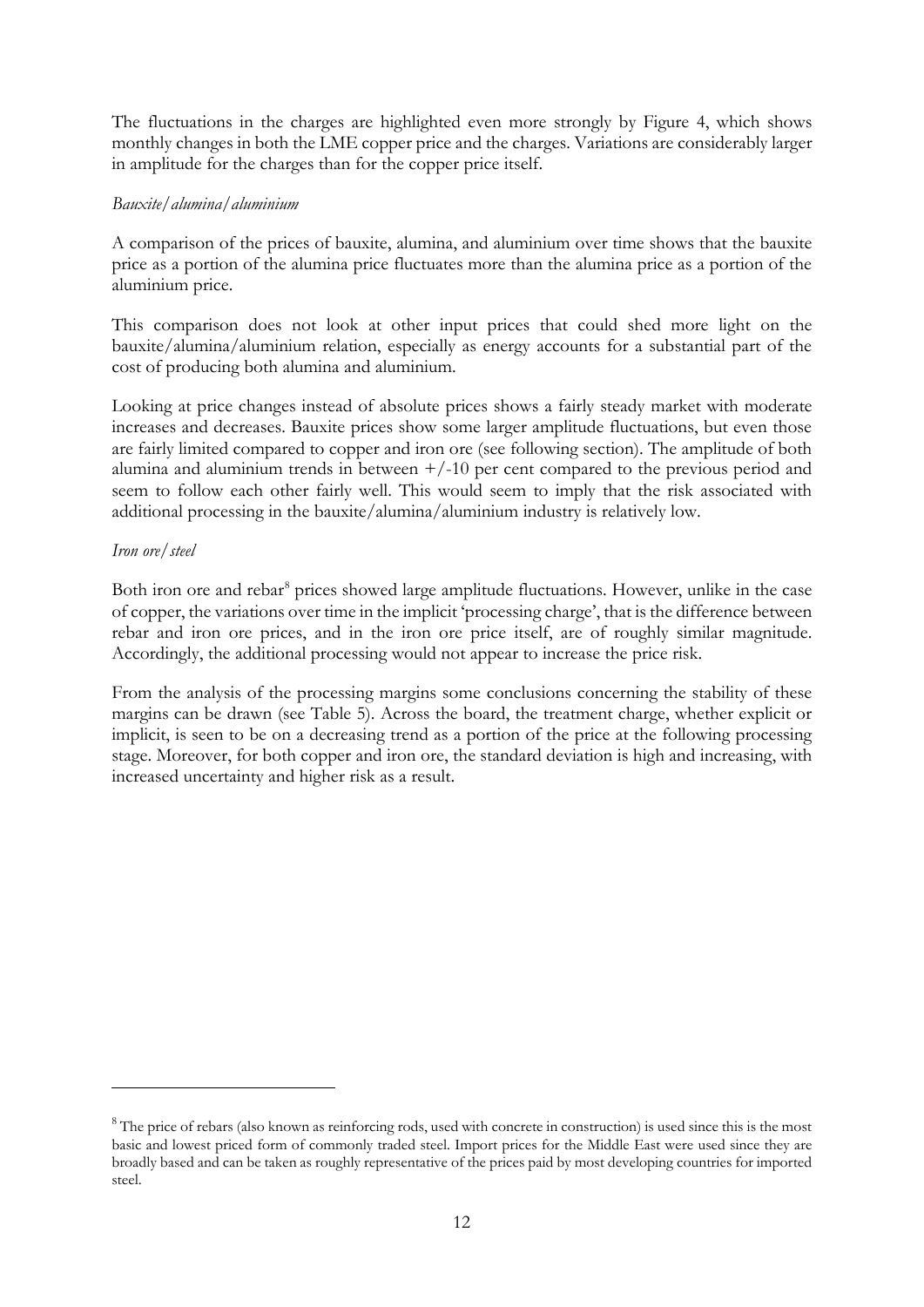The fluctuations in the charges are highlighted even more strongly by Figure 4, which shows monthly changes in both the LME copper price and the charges. Variations are considerably larger in amplitude for the charges than for the copper price itself.

*Bauxite/alumina/aluminium*

A comparison of the prices of bauxite, alumina, and aluminium over time shows that the bauxite price as a portion of the alumina price fluctuates more than the alumina price as a portion of the aluminium price.

This comparison does not look at other input prices that could shed more light on the bauxite/alumina/aluminium relation, especially as energy accounts for a substantial part of the cost of producing both alumina and aluminium.

Looking at price changes instead of absolute prices shows a fairly steady market with moderate increases and decreases. Bauxite prices show some larger amplitude fluctuations, but even those are fairly limited compared to copper and iron ore (see following section). The amplitude of both alumina and aluminium trends in between +/-10 per cent compared to the previous period and seem to follow each other fairly well. This would seem to imply that the risk associated with additional processing in the bauxite/alumina/aluminium industry is relatively low.

*Iron ore/steel*

Both iron ore and rebar[8] prices showed large amplitude fluctuations. However, unlike in the case of copper, the variations over time in the implicit 'processing charge', that is the difference between rebar and iron ore prices, and in the iron ore price itself, are of roughly similar magnitude. Accordingly, the additional processing would not appear to increase the price risk.

From the analysis of the processing margins some conclusions concerning the stability of these margins can be drawn (see Table 5). Across the board, the treatment charge, whether explicit or implicit, is seen to be on a decreasing trend as a portion of the price at the following processing stage. Moreover, for both copper and iron ore, the standard deviation is high and increasing, with increased uncertainty and higher risk as a result.

---

[8] The price of rebars (also known as reinforcing rods, used with concrete in construction) is used since this is the most basic and lowest priced form of commonly traded steel. Import prices for the Middle East were used since they are broadly based and can be taken as roughly representative of the prices paid by most developing countries for imported steel.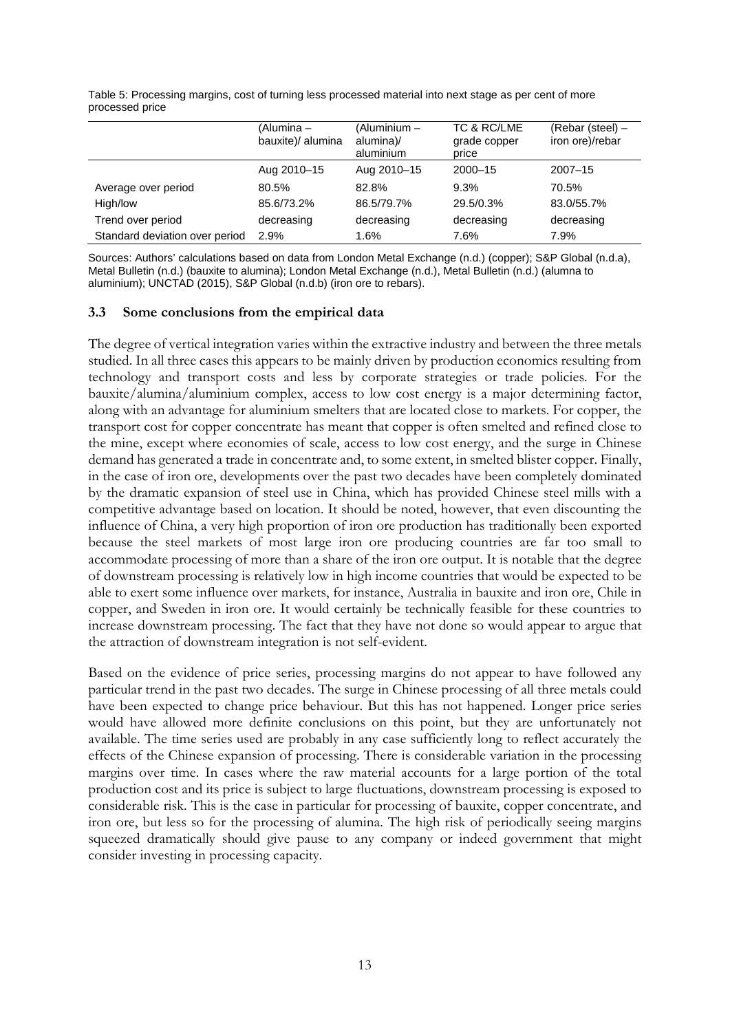Table 5: Processing margins, cost of turning less processed material into next stage as per cent of more processed price

| | (Alumina – bauxite)/ alumina | (Aluminium – alumina)/ aluminium | TC & RC/LME grade copper price | (Rebar (steel) – iron ore)/rebar |
|---|---|---|---|---|
| | Aug 2010–15 | Aug 2010–15 | 2000–15 | 2007–15 |
| Average over period | 80.5% | 82.8% | 9.3% | 70.5% |
| High/low | 85.6/73.2% | 86.5/79.7% | 29.5/0.3% | 83.0/55.7% |
| Trend over period | decreasing | decreasing | decreasing | decreasing |
| Standard deviation over period | 2.9% | 1.6% | 7.6% | 7.9% |

Sources: Authors' calculations based on data from London Metal Exchange (n.d.) (copper); S&P Global (n.d.a), Metal Bulletin (n.d.) (bauxite to alumina); London Metal Exchange (n.d.), Metal Bulletin (n.d.) (alumna to aluminium); UNCTAD (2015), S&P Global (n.d.b) (iron ore to rebars).

### 3.3 Some conclusions from the empirical data

The degree of vertical integration varies within the extractive industry and between the three metals studied. In all three cases this appears to be mainly driven by production economics resulting from technology and transport costs and less by corporate strategies or trade policies. For the bauxite/alumina/aluminium complex, access to low cost energy is a major determining factor, along with an advantage for aluminium smelters that are located close to markets. For copper, the transport cost for copper concentrate has meant that copper is often smelted and refined close to the mine, except where economies of scale, access to low cost energy, and the surge in Chinese demand has generated a trade in concentrate and, to some extent, in smelted blister copper. Finally, in the case of iron ore, developments over the past two decades have been completely dominated by the dramatic expansion of steel use in China, which has provided Chinese steel mills with a competitive advantage based on location. It should be noted, however, that even discounting the influence of China, a very high proportion of iron ore production has traditionally been exported because the steel markets of most large iron ore producing countries are far too small to accommodate processing of more than a share of the iron ore output. It is notable that the degree of downstream processing is relatively low in high income countries that would be expected to be able to exert some influence over markets, for instance, Australia in bauxite and iron ore, Chile in copper, and Sweden in iron ore. It would certainly be technically feasible for these countries to increase downstream processing. The fact that they have not done so would appear to argue that the attraction of downstream integration is not self-evident.

Based on the evidence of price series, processing margins do not appear to have followed any particular trend in the past two decades. The surge in Chinese processing of all three metals could have been expected to change price behaviour. But this has not happened. Longer price series would have allowed more definite conclusions on this point, but they are unfortunately not available. The time series used are probably in any case sufficiently long to reflect accurately the effects of the Chinese expansion of processing. There is considerable variation in the processing margins over time. In cases where the raw material accounts for a large portion of the total production cost and its price is subject to large fluctuations, downstream processing is exposed to considerable risk. This is the case in particular for processing of bauxite, copper concentrate, and iron ore, but less so for the processing of alumina. The high risk of periodically seeing margins squeezed dramatically should give pause to any company or indeed government that might consider investing in processing capacity.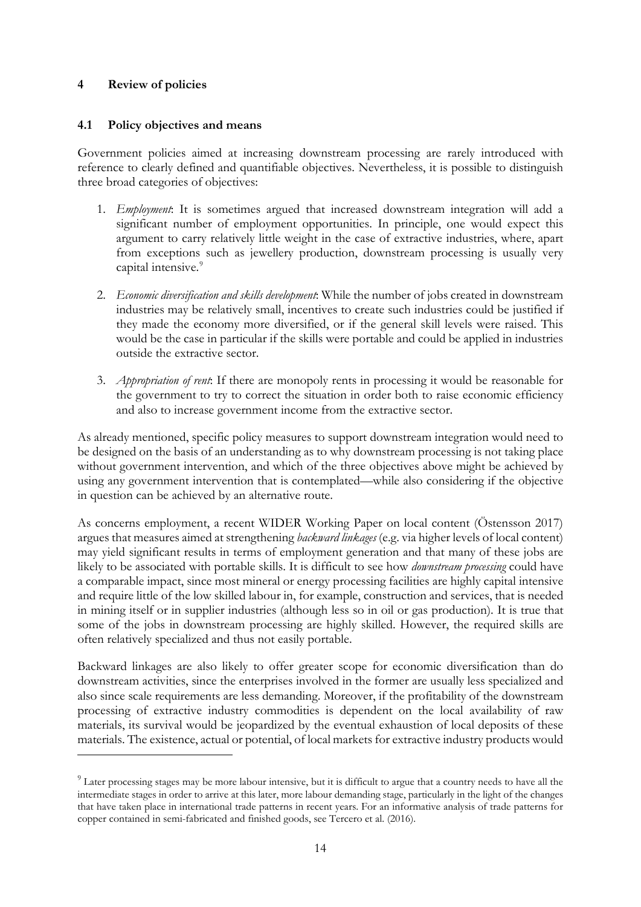# 4 Review of policies

## 4.1 Policy objectives and means

Government policies aimed at increasing downstream processing are rarely introduced with reference to clearly defined and quantifiable objectives. Nevertheless, it is possible to distinguish three broad categories of objectives:

1. *Employment*: It is sometimes argued that increased downstream integration will add a significant number of employment opportunities. In principle, one would expect this argument to carry relatively little weight in the case of extractive industries, where, apart from exceptions such as jewellery production, downstream processing is usually very capital intensive.[9]

2. *Economic diversification and skills development*: While the number of jobs created in downstream industries may be relatively small, incentives to create such industries could be justified if they made the economy more diversified, or if the general skill levels were raised. This would be the case in particular if the skills were portable and could be applied in industries outside the extractive sector.

3. *Appropriation of rent*: If there are monopoly rents in processing it would be reasonable for the government to try to correct the situation in order both to raise economic efficiency and also to increase government income from the extractive sector.

As already mentioned, specific policy measures to support downstream integration would need to be designed on the basis of an understanding as to why downstream processing is not taking place without government intervention, and which of the three objectives above might be achieved by using any government intervention that is contemplated—while also considering if the objective in question can be achieved by an alternative route.

As concerns employment, a recent WIDER Working Paper on local content (Östensson 2017) argues that measures aimed at strengthening *backward linkages* (e.g. via higher levels of local content) may yield significant results in terms of employment generation and that many of these jobs are likely to be associated with portable skills. It is difficult to see how *downstream processing* could have a comparable impact, since most mineral or energy processing facilities are highly capital intensive and require little of the low skilled labour in, for example, construction and services, that is needed in mining itself or in supplier industries (although less so in oil or gas production). It is true that some of the jobs in downstream processing are highly skilled. However, the required skills are often relatively specialized and thus not easily portable.

Backward linkages are also likely to offer greater scope for economic diversification than do downstream activities, since the enterprises involved in the former are usually less specialized and also since scale requirements are less demanding. Moreover, if the profitability of the downstream processing of extractive industry commodities is dependent on the local availability of raw materials, its survival would be jeopardized by the eventual exhaustion of local deposits of these materials. The existence, actual or potential, of local markets for extractive industry products would

[9] Later processing stages may be more labour intensive, but it is difficult to argue that a country needs to have all the intermediate stages in order to arrive at this later, more labour demanding stage, particularly in the light of the changes that have taken place in international trade patterns in recent years. For an informative analysis of trade patterns for copper contained in semi-fabricated and finished goods, see Tercero et al. (2016).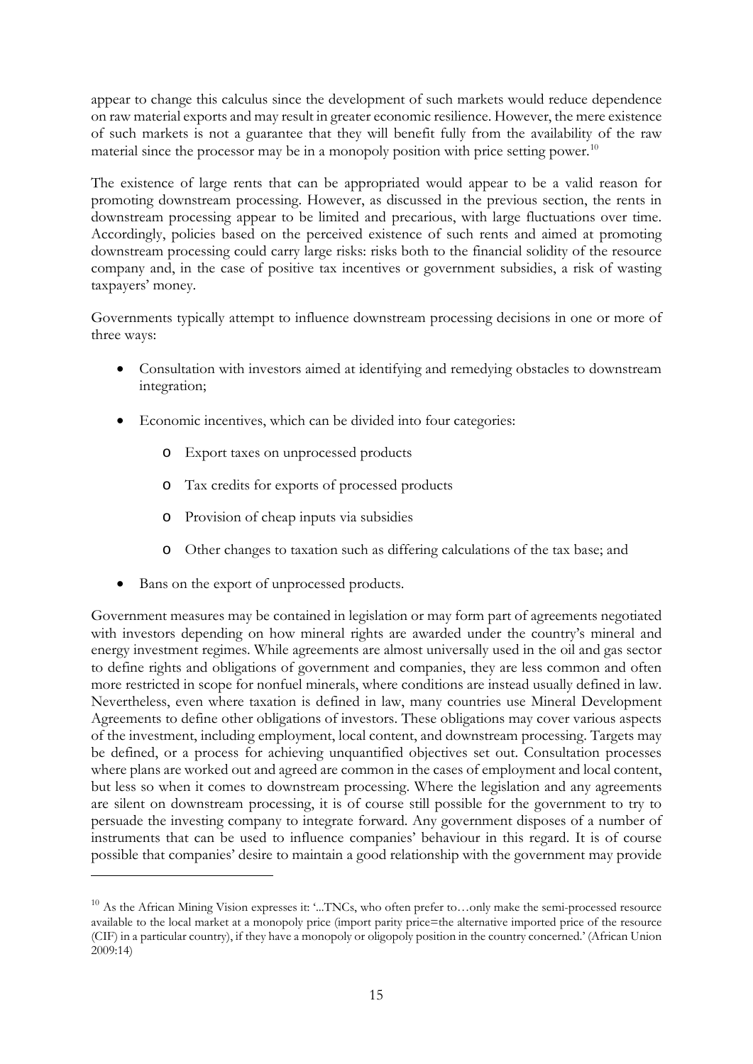appear to change this calculus since the development of such markets would reduce dependence on raw material exports and may result in greater economic resilience. However, the mere existence of such markets is not a guarantee that they will benefit fully from the availability of the raw material since the processor may be in a monopoly position with price setting power.[10]

The existence of large rents that can be appropriated would appear to be a valid reason for promoting downstream processing. However, as discussed in the previous section, the rents in downstream processing appear to be limited and precarious, with large fluctuations over time. Accordingly, policies based on the perceived existence of such rents and aimed at promoting downstream processing could carry large risks: risks both to the financial solidity of the resource company and, in the case of positive tax incentives or government subsidies, a risk of wasting taxpayers' money.

Governments typically attempt to influence downstream processing decisions in one or more of three ways:

- Consultation with investors aimed at identifying and remedying obstacles to downstream integration;
- Economic incentives, which can be divided into four categories:
    - Export taxes on unprocessed products
    - Tax credits for exports of processed products
    - Provision of cheap inputs via subsidies
    - Other changes to taxation such as differing calculations of the tax base; and
- Bans on the export of unprocessed products.

Government measures may be contained in legislation or may form part of agreements negotiated with investors depending on how mineral rights are awarded under the country's mineral and energy investment regimes. While agreements are almost universally used in the oil and gas sector to define rights and obligations of government and companies, they are less common and often more restricted in scope for nonfuel minerals, where conditions are instead usually defined in law. Nevertheless, even where taxation is defined in law, many countries use Mineral Development Agreements to define other obligations of investors. These obligations may cover various aspects of the investment, including employment, local content, and downstream processing. Targets may be defined, or a process for achieving unquantified objectives set out. Consultation processes where plans are worked out and agreed are common in the cases of employment and local content, but less so when it comes to downstream processing. Where the legislation and any agreements are silent on downstream processing, it is of course still possible for the government to try to persuade the investing company to integrate forward. Any government disposes of a number of instruments that can be used to influence companies' behaviour in this regard. It is of course possible that companies' desire to maintain a good relationship with the government may provide

[10] As the African Mining Vision expresses it: '...TNCs, who often prefer to…only make the semi-processed resource available to the local market at a monopoly price (import parity price=the alternative imported price of the resource (CIF) in a particular country), if they have a monopoly or oligopoly position in the country concerned.' (African Union 2009:14)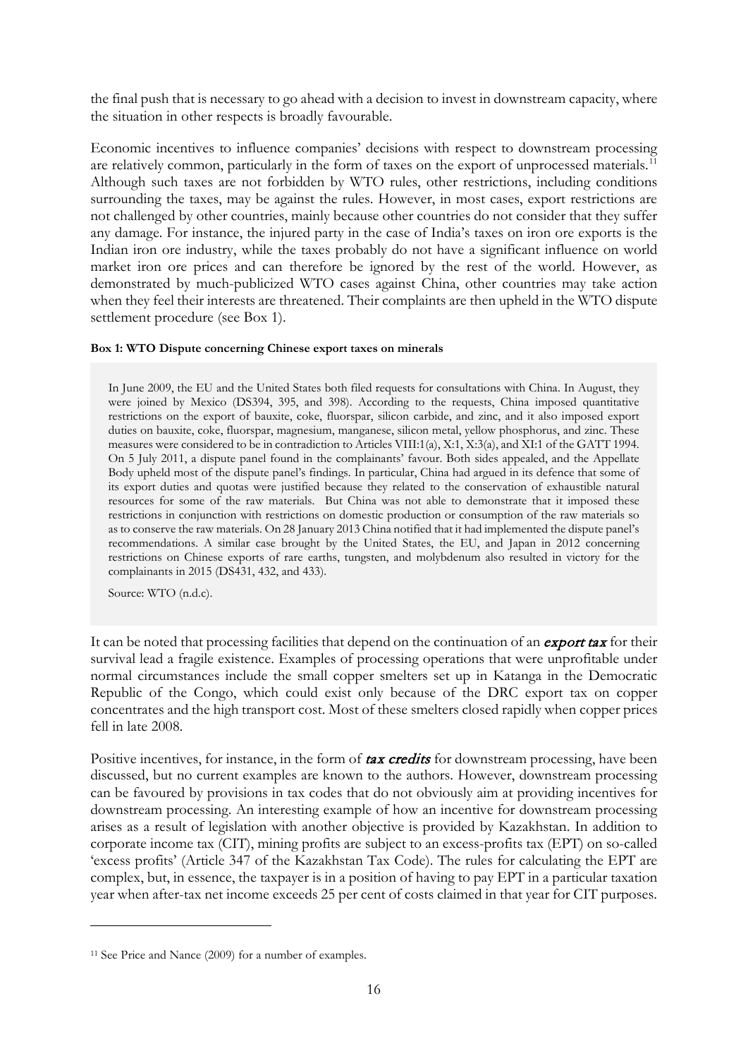the final push that is necessary to go ahead with a decision to invest in downstream capacity, where the situation in other respects is broadly favourable.

Economic incentives to influence companies' decisions with respect to downstream processing are relatively common, particularly in the form of taxes on the export of unprocessed materials.[11] Although such taxes are not forbidden by WTO rules, other restrictions, including conditions surrounding the taxes, may be against the rules. However, in most cases, export restrictions are not challenged by other countries, mainly because other countries do not consider that they suffer any damage. For instance, the injured party in the case of India's taxes on iron ore exports is the Indian iron ore industry, while the taxes probably do not have a significant influence on world market iron ore prices and can therefore be ignored by the rest of the world. However, as demonstrated by much-publicized WTO cases against China, other countries may take action when they feel their interests are threatened. Their complaints are then upheld in the WTO dispute settlement procedure (see Box 1).

**Box 1: WTO Dispute concerning Chinese export taxes on minerals**

In June 2009, the EU and the United States both filed requests for consultations with China. In August, they were joined by Mexico (DS394, 395, and 398). According to the requests, China imposed quantitative restrictions on the export of bauxite, coke, fluorspar, silicon carbide, and zinc, and it also imposed export duties on bauxite, coke, fluorspar, magnesium, manganese, silicon metal, yellow phosphorus, and zinc. These measures were considered to be in contradiction to Articles VIII:1(a), X:1, X:3(a), and XI:1 of the GATT 1994. On 5 July 2011, a dispute panel found in the complainants' favour. Both sides appealed, and the Appellate Body upheld most of the dispute panel's findings. In particular, China had argued in its defence that some of its export duties and quotas were justified because they related to the conservation of exhaustible natural resources for some of the raw materials. But China was not able to demonstrate that it imposed these restrictions in conjunction with restrictions on domestic production or consumption of the raw materials so as to conserve the raw materials. On 28 January 2013 China notified that it had implemented the dispute panel's recommendations. A similar case brought by the United States, the EU, and Japan in 2012 concerning restrictions on Chinese exports of rare earths, tungsten, and molybdenum also resulted in victory for the complainants in 2015 (DS431, 432, and 433).

Source: WTO (n.d.c).

It can be noted that processing facilities that depend on the continuation of an ***export tax*** for their survival lead a fragile existence. Examples of processing operations that were unprofitable under normal circumstances include the small copper smelters set up in Katanga in the Democratic Republic of the Congo, which could exist only because of the DRC export tax on copper concentrates and the high transport cost. Most of these smelters closed rapidly when copper prices fell in late 2008.

Positive incentives, for instance, in the form of ***tax credits*** for downstream processing, have been discussed, but no current examples are known to the authors. However, downstream processing can be favoured by provisions in tax codes that do not obviously aim at providing incentives for downstream processing. An interesting example of how an incentive for downstream processing arises as a result of legislation with another objective is provided by Kazakhstan. In addition to corporate income tax (CIT), mining profits are subject to an excess-profits tax (EPT) on so-called 'excess profits' (Article 347 of the Kazakhstan Tax Code). The rules for calculating the EPT are complex, but, in essence, the taxpayer is in a position of having to pay EPT in a particular taxation year when after-tax net income exceeds 25 per cent of costs claimed in that year for CIT purposes.

[11] See Price and Nance (2009) for a number of examples.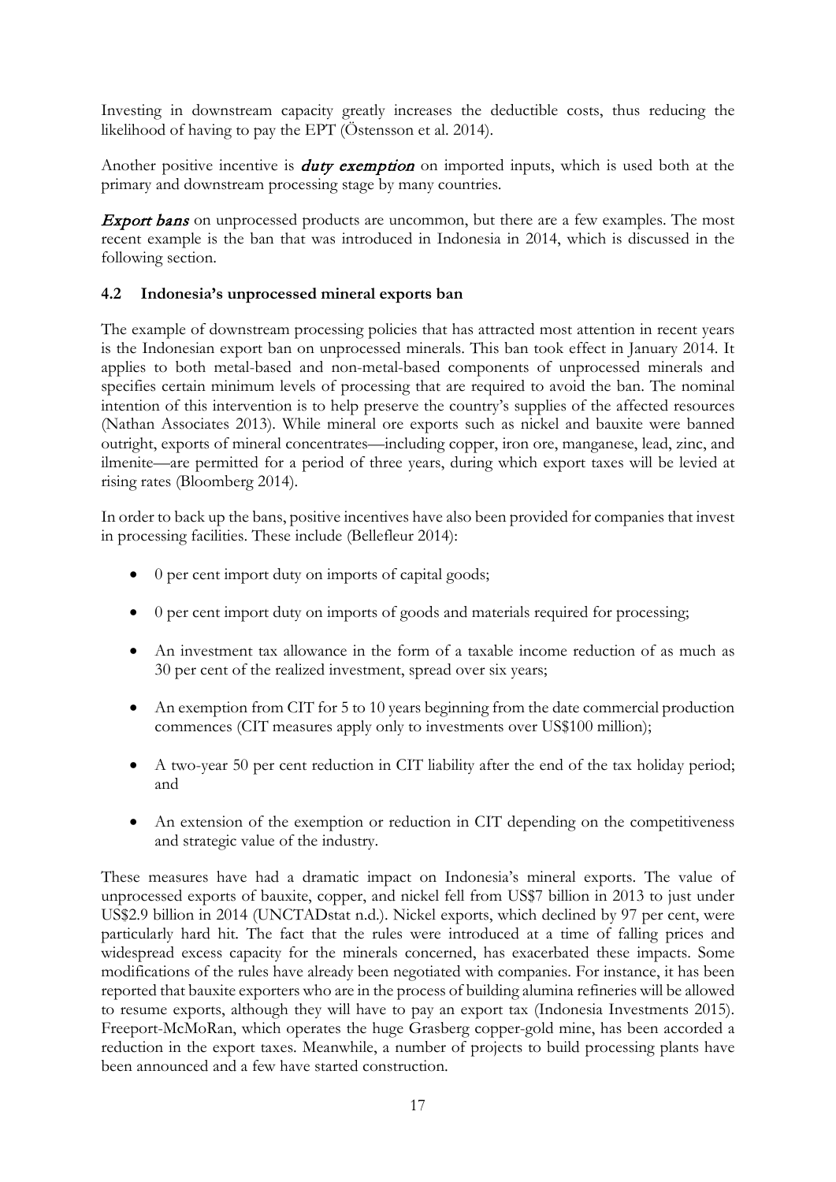Investing in downstream capacity greatly increases the deductible costs, thus reducing the likelihood of having to pay the EPT (Östensson et al. 2014).

Another positive incentive is ***duty exemption*** on imported inputs, which is used both at the primary and downstream processing stage by many countries.

***Export bans*** on unprocessed products are uncommon, but there are a few examples. The most recent example is the ban that was introduced in Indonesia in 2014, which is discussed in the following section.

### 4.2 Indonesia's unprocessed mineral exports ban

The example of downstream processing policies that has attracted most attention in recent years is the Indonesian export ban on unprocessed minerals. This ban took effect in January 2014. It applies to both metal-based and non-metal-based components of unprocessed minerals and specifies certain minimum levels of processing that are required to avoid the ban. The nominal intention of this intervention is to help preserve the country's supplies of the affected resources (Nathan Associates 2013). While mineral ore exports such as nickel and bauxite were banned outright, exports of mineral concentrates—including copper, iron ore, manganese, lead, zinc, and ilmenite—are permitted for a period of three years, during which export taxes will be levied at rising rates (Bloomberg 2014).

In order to back up the bans, positive incentives have also been provided for companies that invest in processing facilities. These include (Bellefleur 2014):

- 0 per cent import duty on imports of capital goods;
- 0 per cent import duty on imports of goods and materials required for processing;
- An investment tax allowance in the form of a taxable income reduction of as much as 30 per cent of the realized investment, spread over six years;
- An exemption from CIT for 5 to 10 years beginning from the date commercial production commences (CIT measures apply only to investments over US$100 million);
- A two-year 50 per cent reduction in CIT liability after the end of the tax holiday period; and
- An extension of the exemption or reduction in CIT depending on the competitiveness and strategic value of the industry.

These measures have had a dramatic impact on Indonesia's mineral exports. The value of unprocessed exports of bauxite, copper, and nickel fell from US$7 billion in 2013 to just under US$2.9 billion in 2014 (UNCTADstat n.d.). Nickel exports, which declined by 97 per cent, were particularly hard hit. The fact that the rules were introduced at a time of falling prices and widespread excess capacity for the minerals concerned, has exacerbated these impacts. Some modifications of the rules have already been negotiated with companies. For instance, it has been reported that bauxite exporters who are in the process of building alumina refineries will be allowed to resume exports, although they will have to pay an export tax (Indonesia Investments 2015). Freeport-McMoRan, which operates the huge Grasberg copper-gold mine, has been accorded a reduction in the export taxes. Meanwhile, a number of projects to build processing plants have been announced and a few have started construction.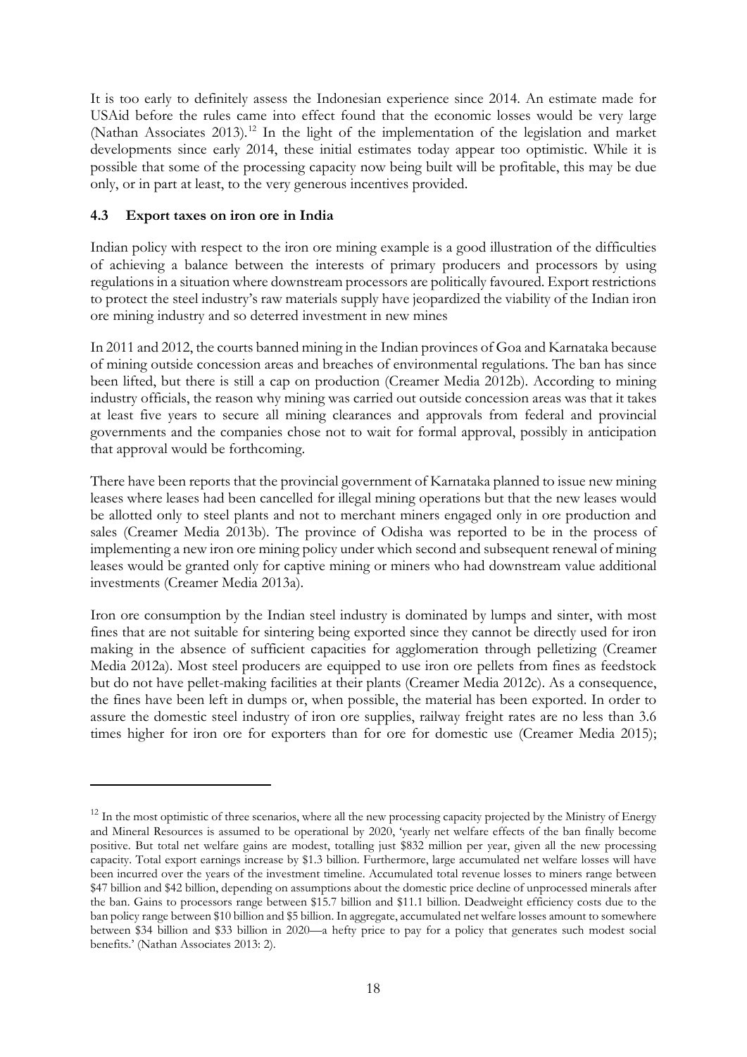It is too early to definitely assess the Indonesian experience since 2014. An estimate made for USAid before the rules came into effect found that the economic losses would be very large (Nathan Associates 2013).[12] In the light of the implementation of the legislation and market developments since early 2014, these initial estimates today appear too optimistic. While it is possible that some of the processing capacity now being built will be profitable, this may be due only, or in part at least, to the very generous incentives provided.

### 4.3 Export taxes on iron ore in India

Indian policy with respect to the iron ore mining example is a good illustration of the difficulties of achieving a balance between the interests of primary producers and processors by using regulations in a situation where downstream processors are politically favoured. Export restrictions to protect the steel industry's raw materials supply have jeopardized the viability of the Indian iron ore mining industry and so deterred investment in new mines

In 2011 and 2012, the courts banned mining in the Indian provinces of Goa and Karnataka because of mining outside concession areas and breaches of environmental regulations. The ban has since been lifted, but there is still a cap on production (Creamer Media 2012b). According to mining industry officials, the reason why mining was carried out outside concession areas was that it takes at least five years to secure all mining clearances and approvals from federal and provincial governments and the companies chose not to wait for formal approval, possibly in anticipation that approval would be forthcoming.

There have been reports that the provincial government of Karnataka planned to issue new mining leases where leases had been cancelled for illegal mining operations but that the new leases would be allotted only to steel plants and not to merchant miners engaged only in ore production and sales (Creamer Media 2013b). The province of Odisha was reported to be in the process of implementing a new iron ore mining policy under which second and subsequent renewal of mining leases would be granted only for captive mining or miners who had downstream value additional investments (Creamer Media 2013a).

Iron ore consumption by the Indian steel industry is dominated by lumps and sinter, with most fines that are not suitable for sintering being exported since they cannot be directly used for iron making in the absence of sufficient capacities for agglomeration through pelletizing (Creamer Media 2012a). Most steel producers are equipped to use iron ore pellets from fines as feedstock but do not have pellet-making facilities at their plants (Creamer Media 2012c). As a consequence, the fines have been left in dumps or, when possible, the material has been exported. In order to assure the domestic steel industry of iron ore supplies, railway freight rates are no less than 3.6 times higher for iron ore for exporters than for ore for domestic use (Creamer Media 2015);

---

[12] In the most optimistic of three scenarios, where all the new processing capacity projected by the Ministry of Energy and Mineral Resources is assumed to be operational by 2020, 'yearly net welfare effects of the ban finally become positive. But total net welfare gains are modest, totalling just $832 million per year, given all the new processing capacity. Total export earnings increase by $1.3 billion. Furthermore, large accumulated net welfare losses will have been incurred over the years of the investment timeline. Accumulated total revenue losses to miners range between $47 billion and $42 billion, depending on assumptions about the domestic price decline of unprocessed minerals after the ban. Gains to processors range between $15.7 billion and $11.1 billion. Deadweight efficiency costs due to the ban policy range between $10 billion and $5 billion. In aggregate, accumulated net welfare losses amount to somewhere between $34 billion and $33 billion in 2020—a hefty price to pay for a policy that generates such modest social benefits.' (Nathan Associates 2013: 2).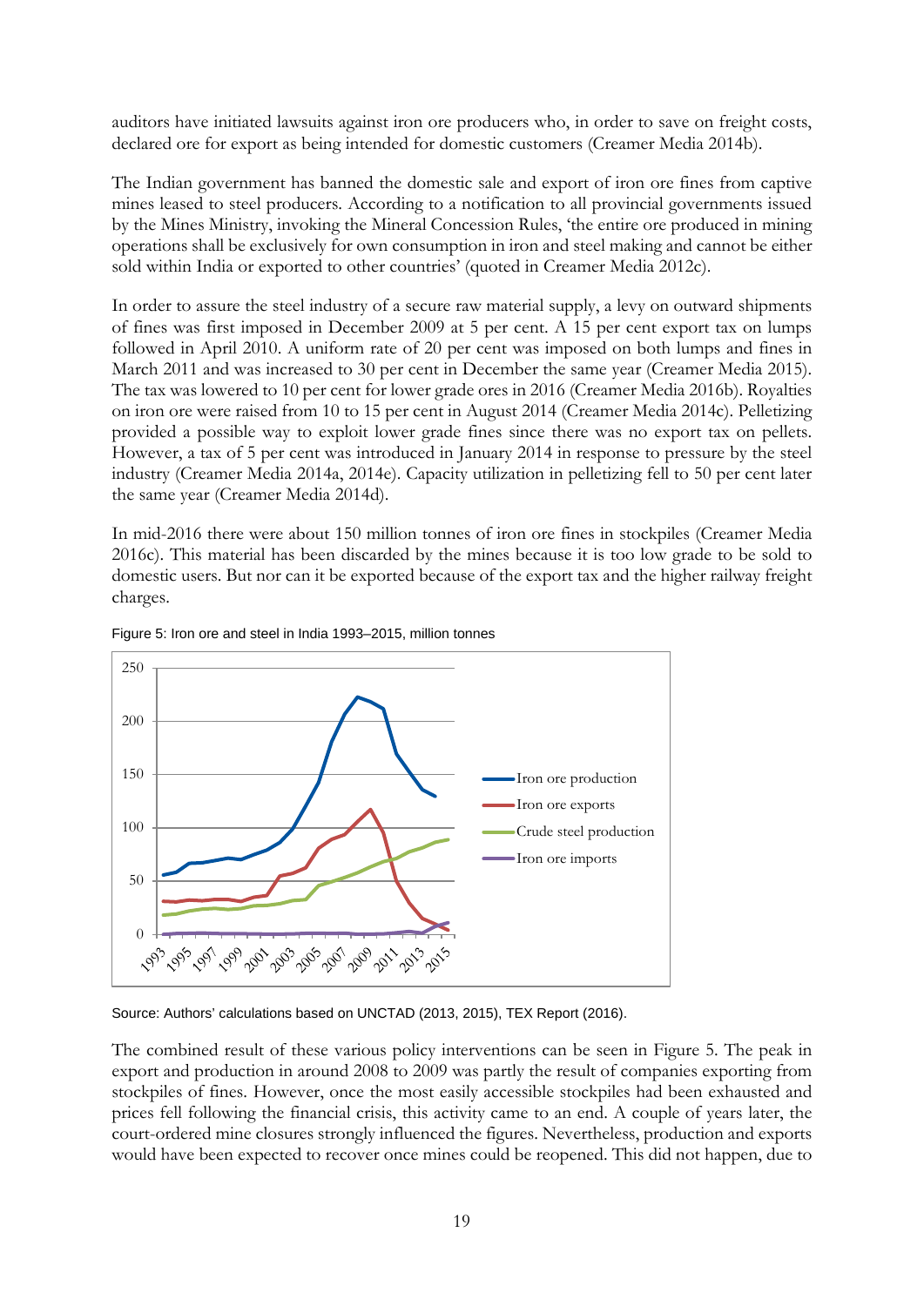auditors have initiated lawsuits against iron ore producers who, in order to save on freight costs, declared ore for export as being intended for domestic customers (Creamer Media 2014b).

The Indian government has banned the domestic sale and export of iron ore fines from captive mines leased to steel producers. According to a notification to all provincial governments issued by the Mines Ministry, invoking the Mineral Concession Rules, 'the entire ore produced in mining operations shall be exclusively for own consumption in iron and steel making and cannot be either sold within India or exported to other countries' (quoted in Creamer Media 2012c).

In order to assure the steel industry of a secure raw material supply, a levy on outward shipments of fines was first imposed in December 2009 at 5 per cent. A 15 per cent export tax on lumps followed in April 2010. A uniform rate of 20 per cent was imposed on both lumps and fines in March 2011 and was increased to 30 per cent in December the same year (Creamer Media 2015). The tax was lowered to 10 per cent for lower grade ores in 2016 (Creamer Media 2016b). Royalties on iron ore were raised from 10 to 15 per cent in August 2014 (Creamer Media 2014c). Pelletizing provided a possible way to exploit lower grade fines since there was no export tax on pellets. However, a tax of 5 per cent was introduced in January 2014 in response to pressure by the steel industry (Creamer Media 2014a, 2014e). Capacity utilization in pelletizing fell to 50 per cent later the same year (Creamer Media 2014d).

In mid-2016 there were about 150 million tonnes of iron ore fines in stockpiles (Creamer Media 2016c). This material has been discarded by the mines because it is too low grade to be sold to domestic users. But nor can it be exported because of the export tax and the higher railway freight charges.

Figure 5: Iron ore and steel in India 1993–2015, million tonnes

Source: Authors' calculations based on UNCTAD (2013, 2015), TEX Report (2016).

The combined result of these various policy interventions can be seen in Figure 5. The peak in export and production in around 2008 to 2009 was partly the result of companies exporting from stockpiles of fines. However, once the most easily accessible stockpiles had been exhausted and prices fell following the financial crisis, this activity came to an end. A couple of years later, the court-ordered mine closures strongly influenced the figures. Nevertheless, production and exports would have been expected to recover once mines could be reopened. This did not happen, due to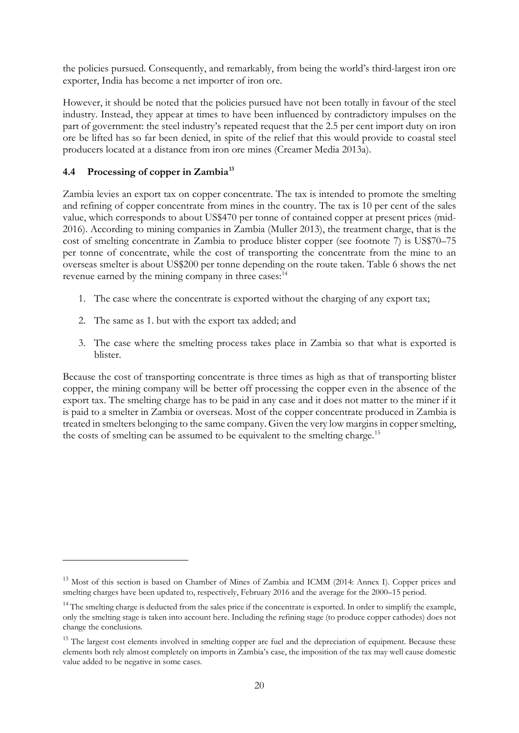the policies pursued. Consequently, and remarkably, from being the world's third-largest iron ore exporter, India has become a net importer of iron ore.

However, it should be noted that the policies pursued have not been totally in favour of the steel industry. Instead, they appear at times to have been influenced by contradictory impulses on the part of government: the steel industry's repeated request that the 2.5 per cent import duty on iron ore be lifted has so far been denied, in spite of the relief that this would provide to coastal steel producers located at a distance from iron ore mines (Creamer Media 2013a).

### 4.4 Processing of copper in Zambia[13]

Zambia levies an export tax on copper concentrate. The tax is intended to promote the smelting and refining of copper concentrate from mines in the country. The tax is 10 per cent of the sales value, which corresponds to about US$470 per tonne of contained copper at present prices (mid-2016). According to mining companies in Zambia (Muller 2013), the treatment charge, that is the cost of smelting concentrate in Zambia to produce blister copper (see footnote 7) is US$70–75 per tonne of concentrate, while the cost of transporting the concentrate from the mine to an overseas smelter is about US$200 per tonne depending on the route taken. Table 6 shows the net revenue earned by the mining company in three cases:[14]

1. The case where the concentrate is exported without the charging of any export tax;
2. The same as 1. but with the export tax added; and
3. The case where the smelting process takes place in Zambia so that what is exported is blister.

Because the cost of transporting concentrate is three times as high as that of transporting blister copper, the mining company will be better off processing the copper even in the absence of the export tax. The smelting charge has to be paid in any case and it does not matter to the miner if it is paid to a smelter in Zambia or overseas. Most of the copper concentrate produced in Zambia is treated in smelters belonging to the same company. Given the very low margins in copper smelting, the costs of smelting can be assumed to be equivalent to the smelting charge.[15]

---

[13] Most of this section is based on Chamber of Mines of Zambia and ICMM (2014: Annex I). Copper prices and smelting charges have been updated to, respectively, February 2016 and the average for the 2000–15 period.

[14] The smelting charge is deducted from the sales price if the concentrate is exported. In order to simplify the example, only the smelting stage is taken into account here. Including the refining stage (to produce copper cathodes) does not change the conclusions.

[15] The largest cost elements involved in smelting copper are fuel and the depreciation of equipment. Because these elements both rely almost completely on imports in Zambia's case, the imposition of the tax may well cause domestic value added to be negative in some cases.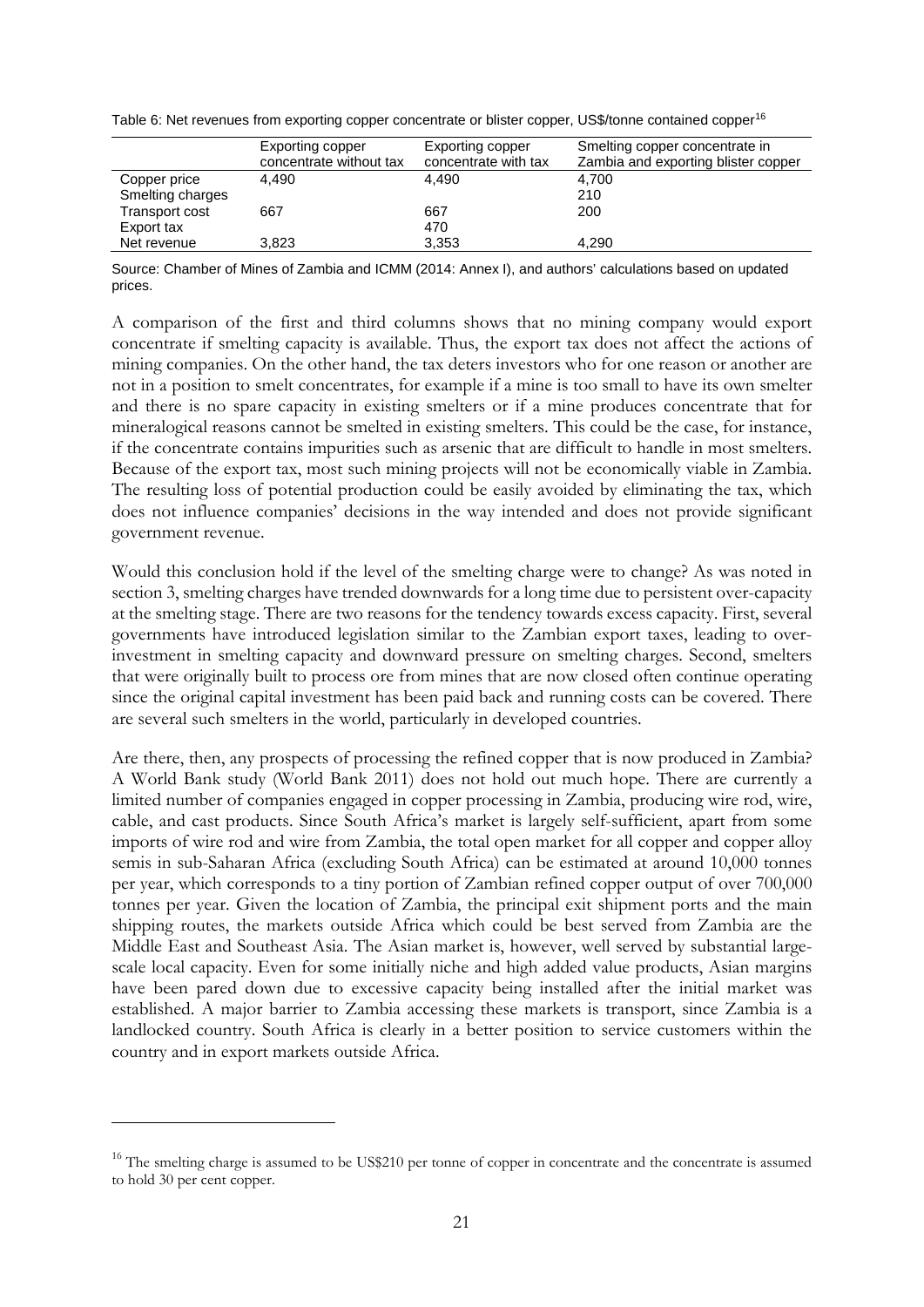Table 6: Net revenues from exporting copper concentrate or blister copper, US$/tonne contained copper[16]

| | Exporting copper concentrate without tax | Exporting copper concentrate with tax | Smelting copper concentrate in Zambia and exporting blister copper |
|---|---|---|---|
| Copper price | 4,490 | 4,490 | 4,700 |
| Smelting charges | | | 210 |
| Transport cost | 667 | 667 | 200 |
| Export tax | | 470 | |
| Net revenue | 3,823 | 3,353 | 4,290 |

Source: Chamber of Mines of Zambia and ICMM (2014: Annex I), and authors' calculations based on updated prices.

A comparison of the first and third columns shows that no mining company would export concentrate if smelting capacity is available. Thus, the export tax does not affect the actions of mining companies. On the other hand, the tax deters investors who for one reason or another are not in a position to smelt concentrates, for example if a mine is too small to have its own smelter and there is no spare capacity in existing smelters or if a mine produces concentrate that for mineralogical reasons cannot be smelted in existing smelters. This could be the case, for instance, if the concentrate contains impurities such as arsenic that are difficult to handle in most smelters. Because of the export tax, most such mining projects will not be economically viable in Zambia. The resulting loss of potential production could be easily avoided by eliminating the tax, which does not influence companies' decisions in the way intended and does not provide significant government revenue.

Would this conclusion hold if the level of the smelting charge were to change? As was noted in section 3, smelting charges have trended downwards for a long time due to persistent over-capacity at the smelting stage. There are two reasons for the tendency towards excess capacity. First, several governments have introduced legislation similar to the Zambian export taxes, leading to over-investment in smelting capacity and downward pressure on smelting charges. Second, smelters that were originally built to process ore from mines that are now closed often continue operating since the original capital investment has been paid back and running costs can be covered. There are several such smelters in the world, particularly in developed countries.

Are there, then, any prospects of processing the refined copper that is now produced in Zambia? A World Bank study (World Bank 2011) does not hold out much hope. There are currently a limited number of companies engaged in copper processing in Zambia, producing wire rod, wire, cable, and cast products. Since South Africa's market is largely self-sufficient, apart from some imports of wire rod and wire from Zambia, the total open market for all copper and copper alloy semis in sub-Saharan Africa (excluding South Africa) can be estimated at around 10,000 tonnes per year, which corresponds to a tiny portion of Zambian refined copper output of over 700,000 tonnes per year. Given the location of Zambia, the principal exit shipment ports and the main shipping routes, the markets outside Africa which could be best served from Zambia are the Middle East and Southeast Asia. The Asian market is, however, well served by substantial large-scale local capacity. Even for some initially niche and high added value products, Asian margins have been pared down due to excessive capacity being installed after the initial market was established. A major barrier to Zambia accessing these markets is transport, since Zambia is a landlocked country. South Africa is clearly in a better position to service customers within the country and in export markets outside Africa.

[16] The smelting charge is assumed to be US$210 per tonne of copper in concentrate and the concentrate is assumed to hold 30 per cent copper.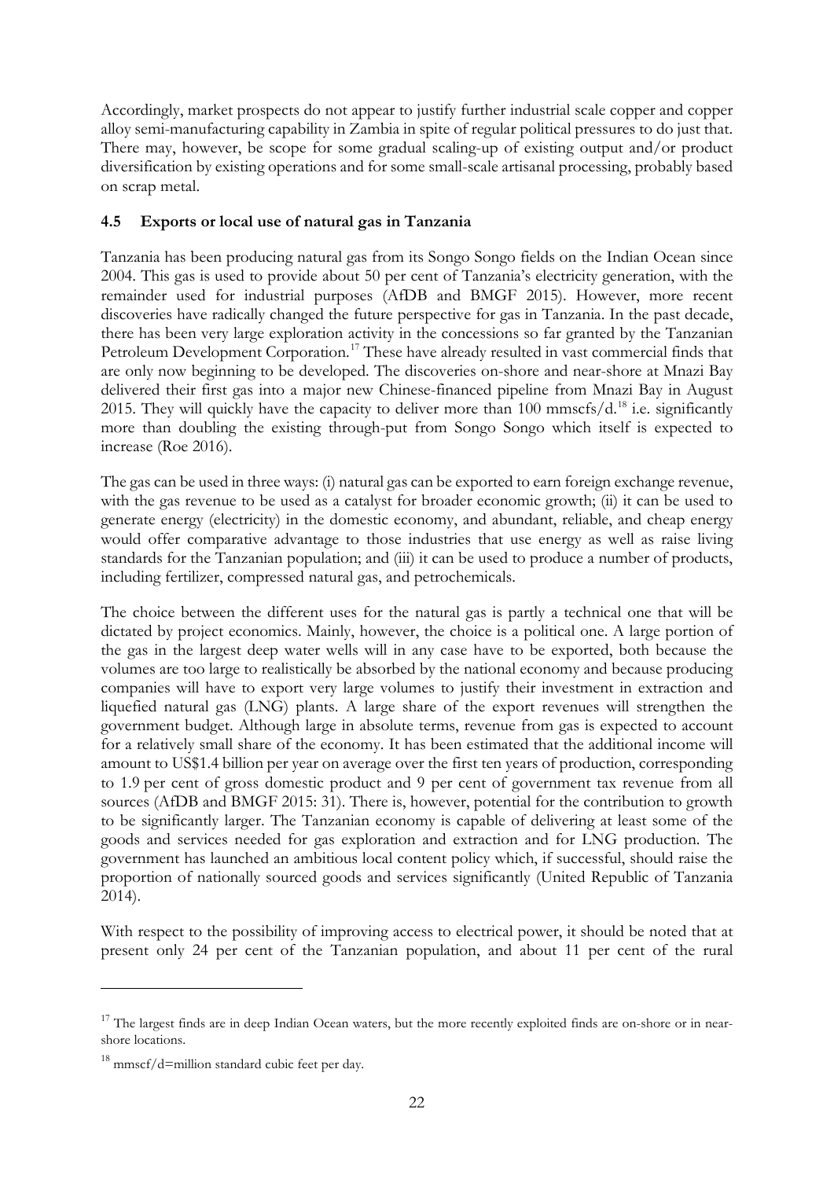Accordingly, market prospects do not appear to justify further industrial scale copper and copper alloy semi-manufacturing capability in Zambia in spite of regular political pressures to do just that. There may, however, be scope for some gradual scaling-up of existing output and/or product diversification by existing operations and for some small-scale artisanal processing, probably based on scrap metal.

### 4.5 Exports or local use of natural gas in Tanzania

Tanzania has been producing natural gas from its Songo Songo fields on the Indian Ocean since 2004. This gas is used to provide about 50 per cent of Tanzania's electricity generation, with the remainder used for industrial purposes (AfDB and BMGF 2015). However, more recent discoveries have radically changed the future perspective for gas in Tanzania. In the past decade, there has been very large exploration activity in the concessions so far granted by the Tanzanian Petroleum Development Corporation.[17] These have already resulted in vast commercial finds that are only now beginning to be developed. The discoveries on-shore and near-shore at Mnazi Bay delivered their first gas into a major new Chinese-financed pipeline from Mnazi Bay in August 2015. They will quickly have the capacity to deliver more than 100 mmscfs/d.[18] i.e. significantly more than doubling the existing through-put from Songo Songo which itself is expected to increase (Roe 2016).

The gas can be used in three ways: (i) natural gas can be exported to earn foreign exchange revenue, with the gas revenue to be used as a catalyst for broader economic growth; (ii) it can be used to generate energy (electricity) in the domestic economy, and abundant, reliable, and cheap energy would offer comparative advantage to those industries that use energy as well as raise living standards for the Tanzanian population; and (iii) it can be used to produce a number of products, including fertilizer, compressed natural gas, and petrochemicals.

The choice between the different uses for the natural gas is partly a technical one that will be dictated by project economics. Mainly, however, the choice is a political one. A large portion of the gas in the largest deep water wells will in any case have to be exported, both because the volumes are too large to realistically be absorbed by the national economy and because producing companies will have to export very large volumes to justify their investment in extraction and liquefied natural gas (LNG) plants. A large share of the export revenues will strengthen the government budget. Although large in absolute terms, revenue from gas is expected to account for a relatively small share of the economy. It has been estimated that the additional income will amount to US$1.4 billion per year on average over the first ten years of production, corresponding to 1.9 per cent of gross domestic product and 9 per cent of government tax revenue from all sources (AfDB and BMGF 2015: 31). There is, however, potential for the contribution to growth to be significantly larger. The Tanzanian economy is capable of delivering at least some of the goods and services needed for gas exploration and extraction and for LNG production. The government has launched an ambitious local content policy which, if successful, should raise the proportion of nationally sourced goods and services significantly (United Republic of Tanzania 2014).

With respect to the possibility of improving access to electrical power, it should be noted that at present only 24 per cent of the Tanzanian population, and about 11 per cent of the rural

---

[17] The largest finds are in deep Indian Ocean waters, but the more recently exploited finds are on-shore or in near-shore locations.

[18] mmscf/d=million standard cubic feet per day.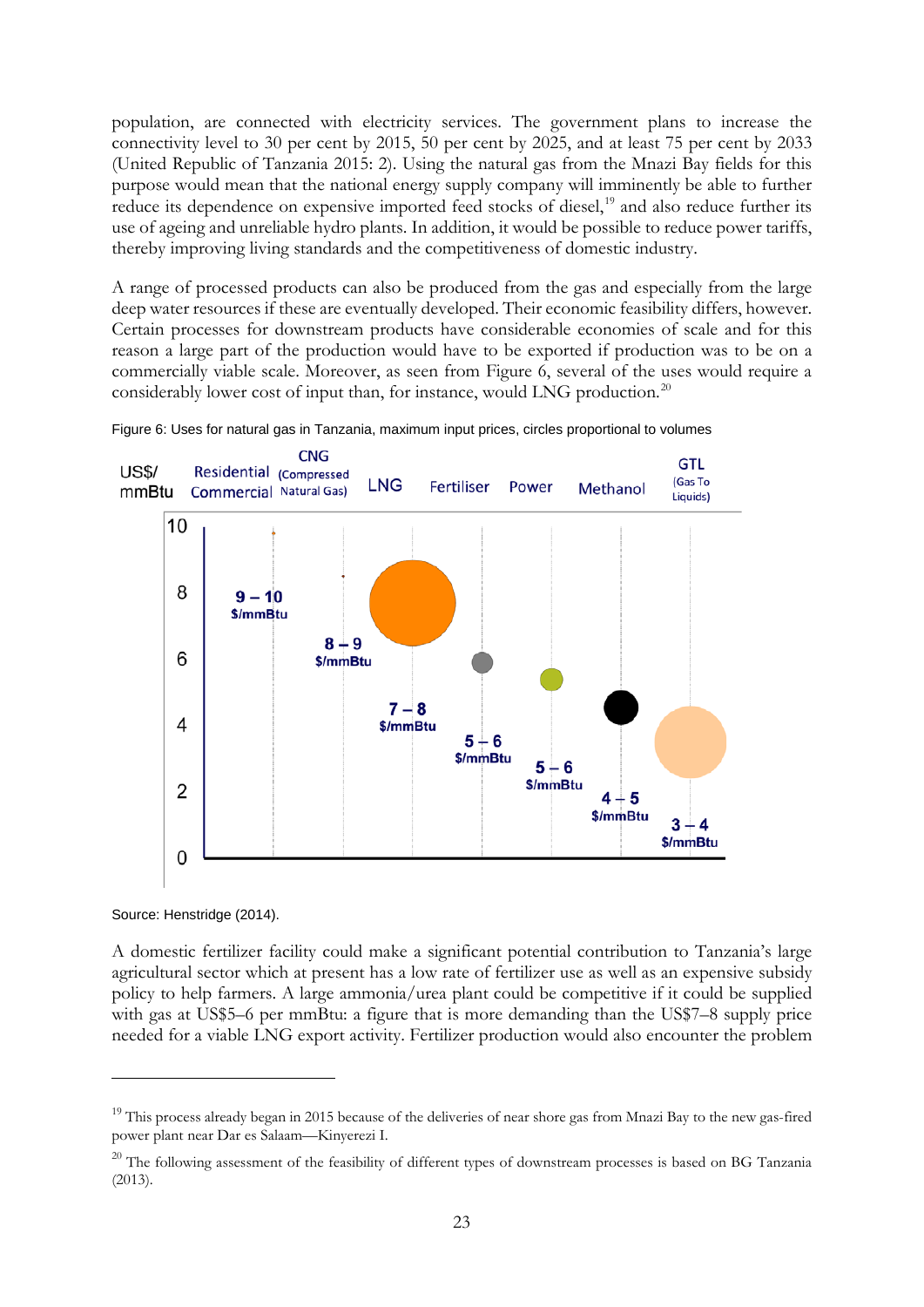population, are connected with electricity services. The government plans to increase the connectivity level to 30 per cent by 2015, 50 per cent by 2025, and at least 75 per cent by 2033 (United Republic of Tanzania 2015: 2). Using the natural gas from the Mnazi Bay fields for this purpose would mean that the national energy supply company will imminently be able to further reduce its dependence on expensive imported feed stocks of diesel,[19] and also reduce further its use of ageing and unreliable hydro plants. In addition, it would be possible to reduce power tariffs, thereby improving living standards and the competitiveness of domestic industry.

A range of processed products can also be produced from the gas and especially from the large deep water resources if these are eventually developed. Their economic feasibility differs, however. Certain processes for downstream products have considerable economies of scale and for this reason a large part of the production would have to be exported if production was to be on a commercially viable scale. Moreover, as seen from Figure 6, several of the uses would require a considerably lower cost of input than, for instance, would LNG production.[20]

Figure 6: Uses for natural gas in Tanzania, maximum input prices, circles proportional to volumes

Source: Henstridge (2014).

A domestic fertilizer facility could make a significant potential contribution to Tanzania's large agricultural sector which at present has a low rate of fertilizer use as well as an expensive subsidy policy to help farmers. A large ammonia/urea plant could be competitive if it could be supplied with gas at US$5–6 per mmBtu: a figure that is more demanding than the US$7–8 supply price needed for a viable LNG export activity. Fertilizer production would also encounter the problem

---

[19] This process already began in 2015 because of the deliveries of near shore gas from Mnazi Bay to the new gas-fired power plant near Dar es Salaam—Kinyerezi I.

[20] The following assessment of the feasibility of different types of downstream processes is based on BG Tanzania (2013).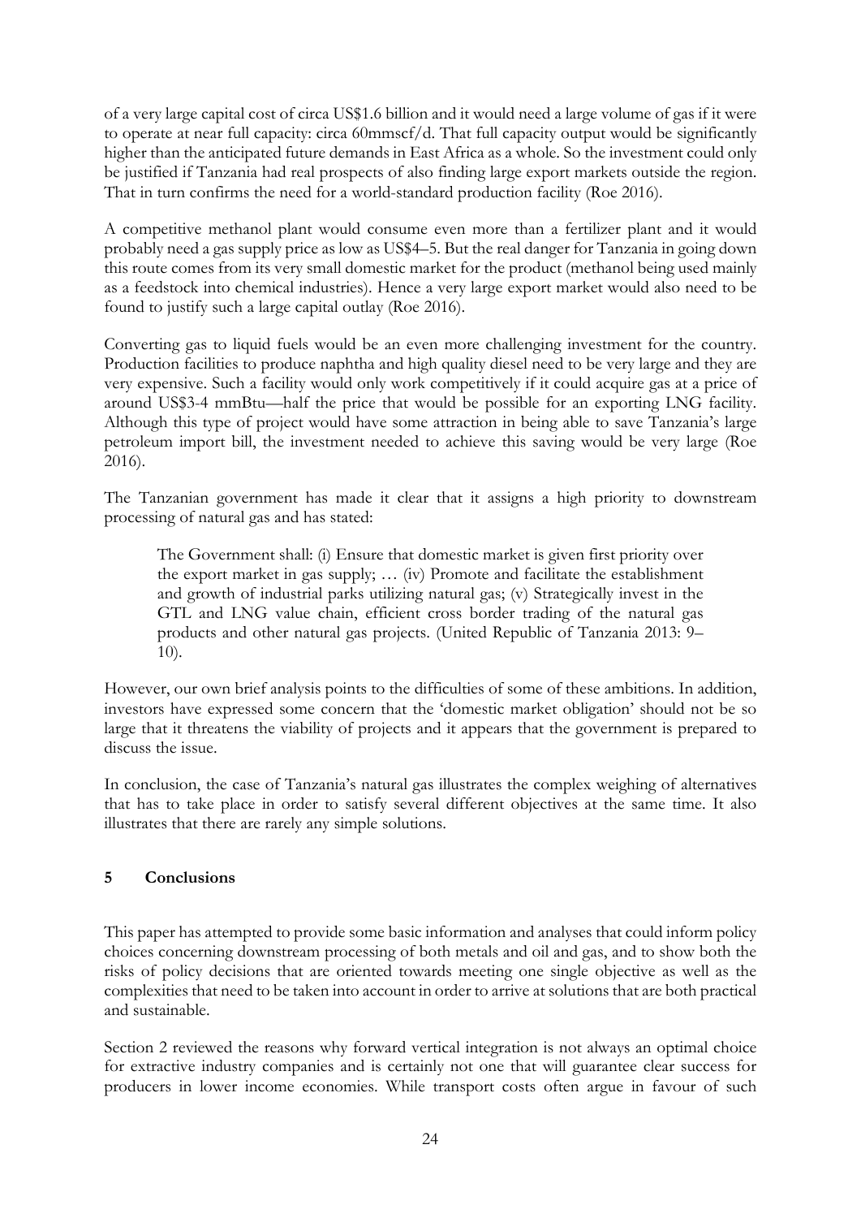of a very large capital cost of circa US$1.6 billion and it would need a large volume of gas if it were to operate at near full capacity: circa 60mmscf/d. That full capacity output would be significantly higher than the anticipated future demands in East Africa as a whole. So the investment could only be justified if Tanzania had real prospects of also finding large export markets outside the region. That in turn confirms the need for a world-standard production facility (Roe 2016).

A competitive methanol plant would consume even more than a fertilizer plant and it would probably need a gas supply price as low as US$4–5. But the real danger for Tanzania in going down this route comes from its very small domestic market for the product (methanol being used mainly as a feedstock into chemical industries). Hence a very large export market would also need to be found to justify such a large capital outlay (Roe 2016).

Converting gas to liquid fuels would be an even more challenging investment for the country. Production facilities to produce naphtha and high quality diesel need to be very large and they are very expensive. Such a facility would only work competitively if it could acquire gas at a price of around US$3-4 mmBtu—half the price that would be possible for an exporting LNG facility. Although this type of project would have some attraction in being able to save Tanzania's large petroleum import bill, the investment needed to achieve this saving would be very large (Roe 2016).

The Tanzanian government has made it clear that it assigns a high priority to downstream processing of natural gas and has stated:

> The Government shall: (i) Ensure that domestic market is given first priority over the export market in gas supply; … (iv) Promote and facilitate the establishment and growth of industrial parks utilizing natural gas; (v) Strategically invest in the GTL and LNG value chain, efficient cross border trading of the natural gas products and other natural gas projects. (United Republic of Tanzania 2013: 9–10).

However, our own brief analysis points to the difficulties of some of these ambitions. In addition, investors have expressed some concern that the 'domestic market obligation' should not be so large that it threatens the viability of projects and it appears that the government is prepared to discuss the issue.

In conclusion, the case of Tanzania's natural gas illustrates the complex weighing of alternatives that has to take place in order to satisfy several different objectives at the same time. It also illustrates that there are rarely any simple solutions.

## 5 Conclusions

This paper has attempted to provide some basic information and analyses that could inform policy choices concerning downstream processing of both metals and oil and gas, and to show both the risks of policy decisions that are oriented towards meeting one single objective as well as the complexities that need to be taken into account in order to arrive at solutions that are both practical and sustainable.

Section 2 reviewed the reasons why forward vertical integration is not always an optimal choice for extractive industry companies and is certainly not one that will guarantee clear success for producers in lower income economies. While transport costs often argue in favour of such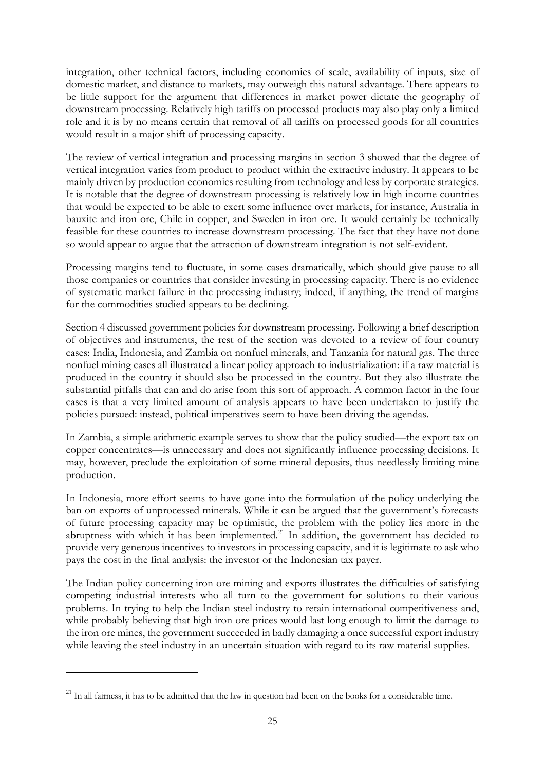integration, other technical factors, including economies of scale, availability of inputs, size of domestic market, and distance to markets, may outweigh this natural advantage. There appears to be little support for the argument that differences in market power dictate the geography of downstream processing. Relatively high tariffs on processed products may also play only a limited role and it is by no means certain that removal of all tariffs on processed goods for all countries would result in a major shift of processing capacity.

The review of vertical integration and processing margins in section 3 showed that the degree of vertical integration varies from product to product within the extractive industry. It appears to be mainly driven by production economics resulting from technology and less by corporate strategies. It is notable that the degree of downstream processing is relatively low in high income countries that would be expected to be able to exert some influence over markets, for instance, Australia in bauxite and iron ore, Chile in copper, and Sweden in iron ore. It would certainly be technically feasible for these countries to increase downstream processing. The fact that they have not done so would appear to argue that the attraction of downstream integration is not self-evident.

Processing margins tend to fluctuate, in some cases dramatically, which should give pause to all those companies or countries that consider investing in processing capacity. There is no evidence of systematic market failure in the processing industry; indeed, if anything, the trend of margins for the commodities studied appears to be declining.

Section 4 discussed government policies for downstream processing. Following a brief description of objectives and instruments, the rest of the section was devoted to a review of four country cases: India, Indonesia, and Zambia on nonfuel minerals, and Tanzania for natural gas. The three nonfuel mining cases all illustrated a linear policy approach to industrialization: if a raw material is produced in the country it should also be processed in the country. But they also illustrate the substantial pitfalls that can and do arise from this sort of approach. A common factor in the four cases is that a very limited amount of analysis appears to have been undertaken to justify the policies pursued: instead, political imperatives seem to have been driving the agendas.

In Zambia, a simple arithmetic example serves to show that the policy studied—the export tax on copper concentrates—is unnecessary and does not significantly influence processing decisions. It may, however, preclude the exploitation of some mineral deposits, thus needlessly limiting mine production.

In Indonesia, more effort seems to have gone into the formulation of the policy underlying the ban on exports of unprocessed minerals. While it can be argued that the government's forecasts of future processing capacity may be optimistic, the problem with the policy lies more in the abruptness with which it has been implemented.[21] In addition, the government has decided to provide very generous incentives to investors in processing capacity, and it is legitimate to ask who pays the cost in the final analysis: the investor or the Indonesian tax payer.

The Indian policy concerning iron ore mining and exports illustrates the difficulties of satisfying competing industrial interests who all turn to the government for solutions to their various problems. In trying to help the Indian steel industry to retain international competitiveness and, while probably believing that high iron ore prices would last long enough to limit the damage to the iron ore mines, the government succeeded in badly damaging a once successful export industry while leaving the steel industry in an uncertain situation with regard to its raw material supplies.

[21] In all fairness, it has to be admitted that the law in question had been on the books for a considerable time.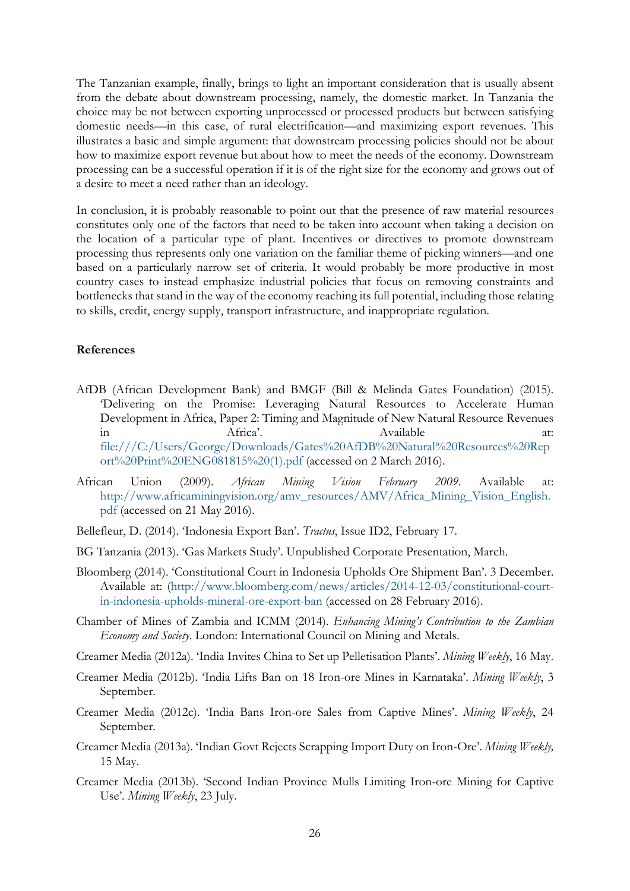The Tanzanian example, finally, brings to light an important consideration that is usually absent from the debate about downstream processing, namely, the domestic market. In Tanzania the choice may be not between exporting unprocessed or processed products but between satisfying domestic needs—in this case, of rural electrification—and maximizing export revenues. This illustrates a basic and simple argument: that downstream processing policies should not be about how to maximize export revenue but about how to meet the needs of the economy. Downstream processing can be a successful operation if it is of the right size for the economy and grows out of a desire to meet a need rather than an ideology.

In conclusion, it is probably reasonable to point out that the presence of raw material resources constitutes only one of the factors that need to be taken into account when taking a decision on the location of a particular type of plant. Incentives or directives to promote downstream processing thus represents only one variation on the familiar theme of picking winners—and one based on a particularly narrow set of criteria. It would probably be more productive in most country cases to instead emphasize industrial policies that focus on removing constraints and bottlenecks that stand in the way of the economy reaching its full potential, including those relating to skills, credit, energy supply, transport infrastructure, and inappropriate regulation.

**References**

AfDB (African Development Bank) and BMGF (Bill & Melinda Gates Foundation) (2015). 'Delivering on the Promise: Leveraging Natural Resources to Accelerate Human Development in Africa, Paper 2: Timing and Magnitude of New Natural Resource Revenues in Africa'. Available at: file:///C:/Users/George/Downloads/Gates%20AfDB%20Natural%20Resources%20Report%20Print%20ENG081815%20(1).pdf (accessed on 2 March 2016).

African Union (2009). *African Mining Vision February 2009*. Available at: http://www.africaminingvision.org/amv_resources/AMV/Africa_Mining_Vision_English.pdf (accessed on 21 May 2016).

Bellefleur, D. (2014). 'Indonesia Export Ban'. *Tractus*, Issue ID2, February 17.

BG Tanzania (2013). 'Gas Markets Study'. Unpublished Corporate Presentation, March.

Bloomberg (2014). 'Constitutional Court in Indonesia Upholds Ore Shipment Ban'. 3 December. Available at: (http://www.bloomberg.com/news/articles/2014-12-03/constitutional-court-in-indonesia-upholds-mineral-ore-export-ban (accessed on 28 February 2016).

Chamber of Mines of Zambia and ICMM (2014). *Enhancing Mining's Contribution to the Zambian Economy and Society*. London: International Council on Mining and Metals.

Creamer Media (2012a). 'India Invites China to Set up Pelletisation Plants'. *Mining Weekly*, 16 May.

Creamer Media (2012b). 'India Lifts Ban on 18 Iron-ore Mines in Karnataka'. *Mining Weekly*, 3 September.

Creamer Media (2012c). 'India Bans Iron-ore Sales from Captive Mines'. *Mining Weekly*, 24 September.

Creamer Media (2013a). 'Indian Govt Rejects Scrapping Import Duty on Iron-Ore'. *Mining Weekly,* 15 May.

Creamer Media (2013b). 'Second Indian Province Mulls Limiting Iron-ore Mining for Captive Use'. *Mining Weekly*, 23 July.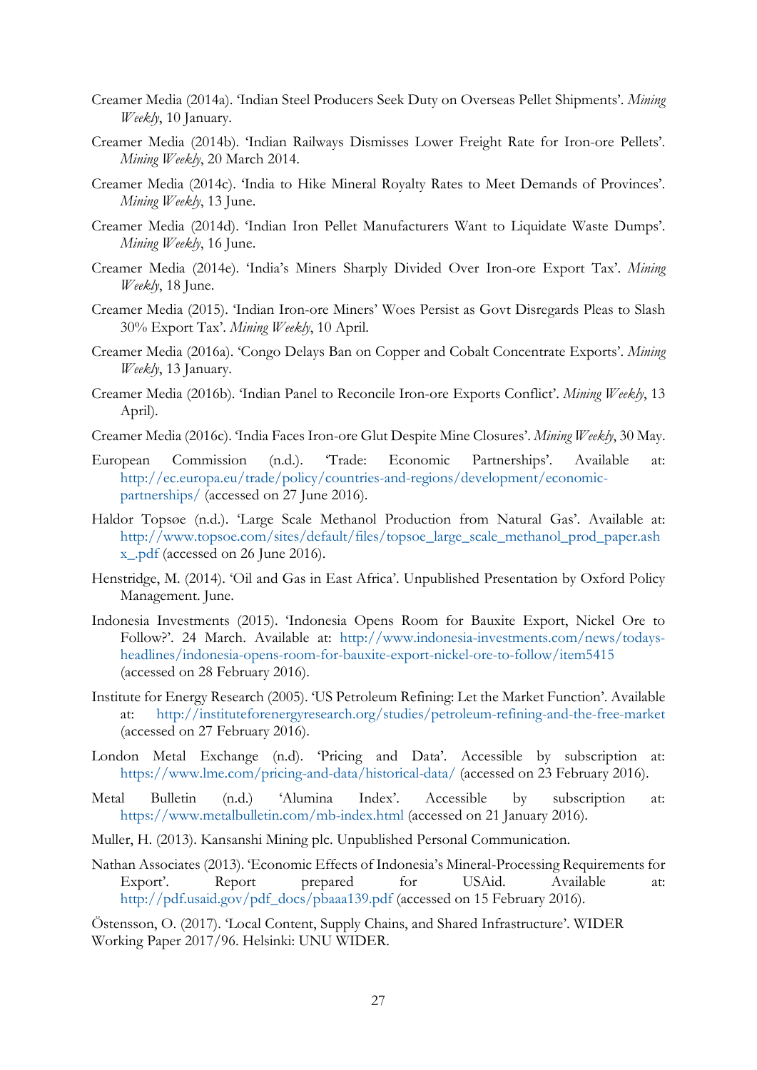Creamer Media (2014a). 'Indian Steel Producers Seek Duty on Overseas Pellet Shipments'. *Mining Weekly*, 10 January.

Creamer Media (2014b). 'Indian Railways Dismisses Lower Freight Rate for Iron-ore Pellets'. *Mining Weekly*, 20 March 2014.

Creamer Media (2014c). 'India to Hike Mineral Royalty Rates to Meet Demands of Provinces'. *Mining Weekly*, 13 June.

Creamer Media (2014d). 'Indian Iron Pellet Manufacturers Want to Liquidate Waste Dumps'. *Mining Weekly*, 16 June.

Creamer Media (2014e). 'India's Miners Sharply Divided Over Iron-ore Export Tax'. *Mining Weekly*, 18 June.

Creamer Media (2015). 'Indian Iron-ore Miners' Woes Persist as Govt Disregards Pleas to Slash 30% Export Tax'. *Mining Weekly*, 10 April.

Creamer Media (2016a). 'Congo Delays Ban on Copper and Cobalt Concentrate Exports'. *Mining Weekly*, 13 January.

Creamer Media (2016b). 'Indian Panel to Reconcile Iron-ore Exports Conflict'. *Mining Weekly*, 13 April).

Creamer Media (2016c). 'India Faces Iron-ore Glut Despite Mine Closures'. *Mining Weekly*, 30 May.

European Commission (n.d.). 'Trade: Economic Partnerships'. Available at: http://ec.europa.eu/trade/policy/countries-and-regions/development/economic-partnerships/ (accessed on 27 June 2016).

Haldor Topsøe (n.d.). 'Large Scale Methanol Production from Natural Gas'. Available at: http://www.topsoe.com/sites/default/files/topsoe_large_scale_methanol_prod_paper.ashx_.pdf (accessed on 26 June 2016).

Henstridge, M. (2014). 'Oil and Gas in East Africa'. Unpublished Presentation by Oxford Policy Management. June.

Indonesia Investments (2015). 'Indonesia Opens Room for Bauxite Export, Nickel Ore to Follow?'. 24 March. Available at: http://www.indonesia-investments.com/news/todays-headlines/indonesia-opens-room-for-bauxite-export-nickel-ore-to-follow/item5415 (accessed on 28 February 2016).

Institute for Energy Research (2005). 'US Petroleum Refining: Let the Market Function'. Available at: http://instituteforenergyresearch.org/studies/petroleum-refining-and-the-free-market (accessed on 27 February 2016).

London Metal Exchange (n.d). 'Pricing and Data'. Accessible by subscription at: https://www.lme.com/pricing-and-data/historical-data/ (accessed on 23 February 2016).

Metal Bulletin (n.d.) 'Alumina Index'. Accessible by subscription at: https://www.metalbulletin.com/mb-index.html (accessed on 21 January 2016).

Muller, H. (2013). Kansanshi Mining plc. Unpublished Personal Communication.

Nathan Associates (2013). 'Economic Effects of Indonesia's Mineral-Processing Requirements for Export'. Report prepared for USAid. Available at: http://pdf.usaid.gov/pdf_docs/pbaaa139.pdf (accessed on 15 February 2016).

Östensson, O. (2017). 'Local Content, Supply Chains, and Shared Infrastructure'. WIDER Working Paper 2017/96. Helsinki: UNU WIDER.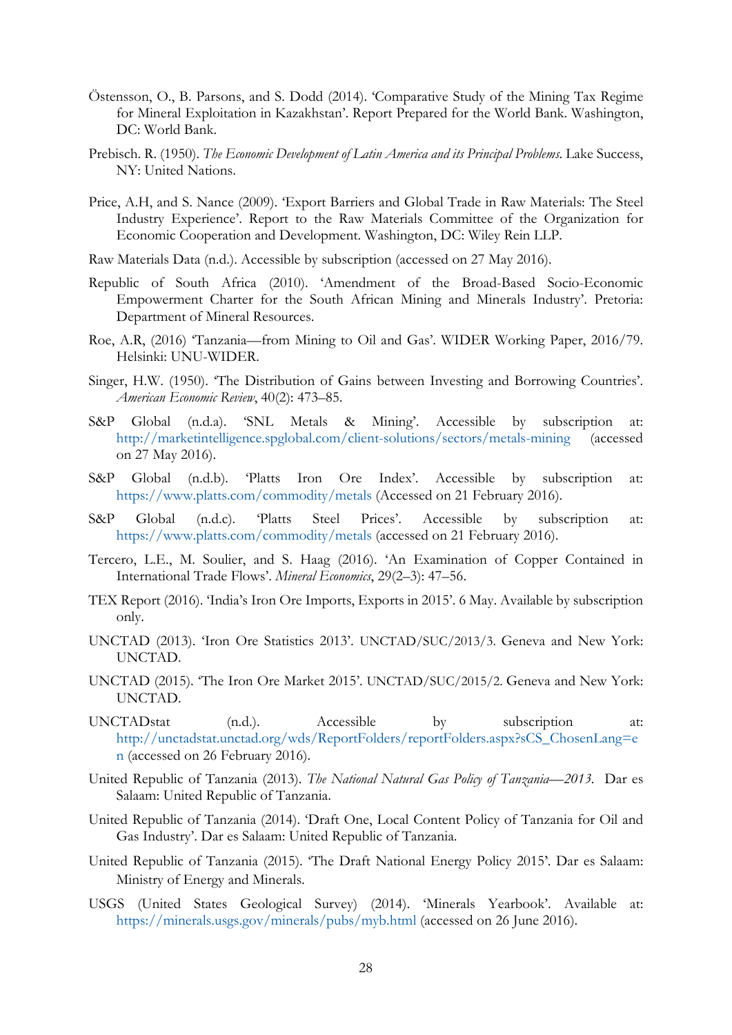Östensson, O., B. Parsons, and S. Dodd (2014). 'Comparative Study of the Mining Tax Regime for Mineral Exploitation in Kazakhstan'. Report Prepared for the World Bank. Washington, DC: World Bank.

Prebisch. R. (1950). *The Economic Development of Latin America and its Principal Problems*. Lake Success, NY: United Nations.

Price, A.H, and S. Nance (2009). 'Export Barriers and Global Trade in Raw Materials: The Steel Industry Experience'. Report to the Raw Materials Committee of the Organization for Economic Cooperation and Development. Washington, DC: Wiley Rein LLP.

Raw Materials Data (n.d.). Accessible by subscription (accessed on 27 May 2016).

Republic of South Africa (2010). 'Amendment of the Broad-Based Socio-Economic Empowerment Charter for the South African Mining and Minerals Industry'. Pretoria: Department of Mineral Resources.

Roe, A.R, (2016) 'Tanzania—from Mining to Oil and Gas'. WIDER Working Paper, 2016/79. Helsinki: UNU-WIDER.

Singer, H.W. (1950). 'The Distribution of Gains between Investing and Borrowing Countries'. *American Economic Review*, 40(2): 473–85.

S&P Global (n.d.a). 'SNL Metals & Mining'. Accessible by subscription at: http://marketintelligence.spglobal.com/client-solutions/sectors/metals-mining (accessed on 27 May 2016).

S&P Global (n.d.b). 'Platts Iron Ore Index'. Accessible by subscription at: https://www.platts.com/commodity/metals (Accessed on 21 February 2016).

S&P Global (n.d.c). 'Platts Steel Prices'. Accessible by subscription at: https://www.platts.com/commodity/metals (accessed on 21 February 2016).

Tercero, L.E., M. Soulier, and S. Haag (2016). 'An Examination of Copper Contained in International Trade Flows'. *Mineral Economics*, 29(2–3): 47–56.

TEX Report (2016). 'India's Iron Ore Imports, Exports in 2015'. 6 May. Available by subscription only.

UNCTAD (2013). 'Iron Ore Statistics 2013'. UNCTAD/SUC/2013/3. Geneva and New York: UNCTAD.

UNCTAD (2015). 'The Iron Ore Market 2015'. UNCTAD/SUC/2015/2. Geneva and New York: UNCTAD.

UNCTADstat (n.d.). Accessible by subscription at: http://unctadstat.unctad.org/wds/ReportFolders/reportFolders.aspx?sCS_ChosenLang=en (accessed on 26 February 2016).

United Republic of Tanzania (2013). *The National Natural Gas Policy of Tanzania—2013*. Dar es Salaam: United Republic of Tanzania.

United Republic of Tanzania (2014). 'Draft One, Local Content Policy of Tanzania for Oil and Gas Industry'. Dar es Salaam: United Republic of Tanzania.

United Republic of Tanzania (2015). 'The Draft National Energy Policy 2015'. Dar es Salaam: Ministry of Energy and Minerals.

USGS (United States Geological Survey) (2014). 'Minerals Yearbook'. Available at: https://minerals.usgs.gov/minerals/pubs/myb.html (accessed on 26 June 2016).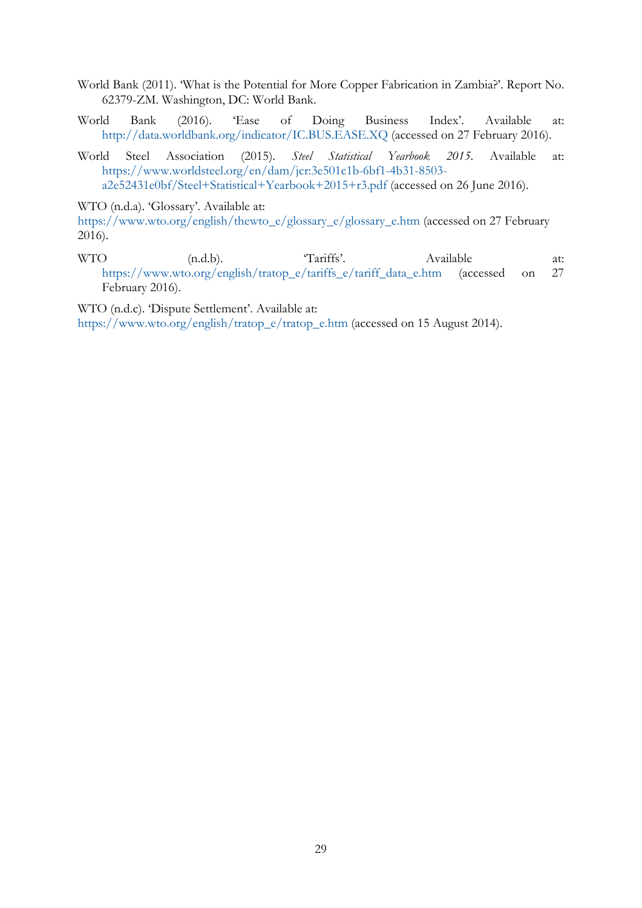World Bank (2011). 'What is the Potential for More Copper Fabrication in Zambia?'. Report No. 62379-ZM. Washington, DC: World Bank.

World Bank (2016). 'Ease of Doing Business Index'. Available at: http://data.worldbank.org/indicator/IC.BUS.EASE.XQ (accessed on 27 February 2016).

World Steel Association (2015). *Steel Statistical Yearbook 2015*. Available at: https://www.worldsteel.org/en/dam/jcr:3e501c1b-6bf1-4b31-8503-a2e52431e0bf/Steel+Statistical+Yearbook+2015+r3.pdf (accessed on 26 June 2016).

WTO (n.d.a). 'Glossary'. Available at: https://www.wto.org/english/thewto_e/glossary_e/glossary_e.htm (accessed on 27 February 2016).

WTO (n.d.b). 'Tariffs'. Available at: https://www.wto.org/english/tratop_e/tariffs_e/tariff_data_e.htm (accessed on 27 February 2016).

WTO (n.d.c). 'Dispute Settlement'. Available at: https://www.wto.org/english/tratop_e/tratop_e.htm (accessed on 15 August 2014).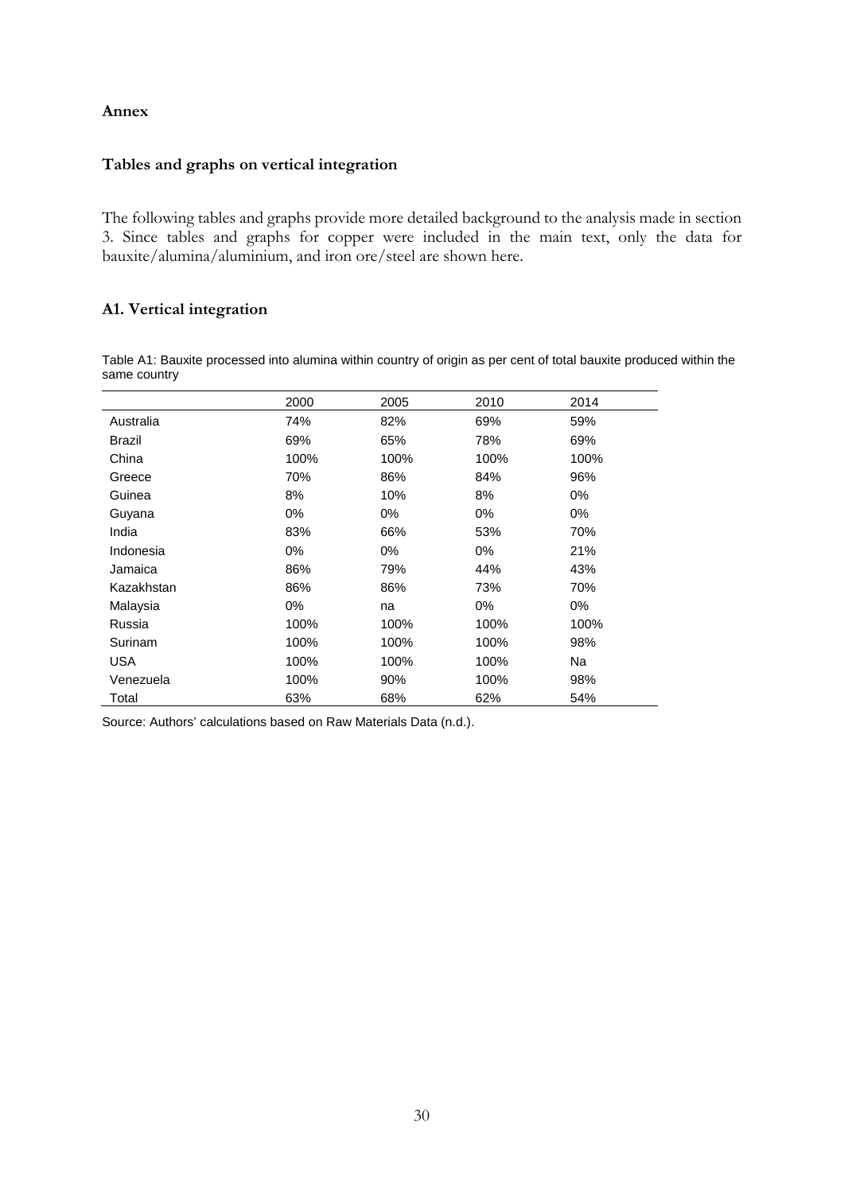## Annex

### Tables and graphs on vertical integration

The following tables and graphs provide more detailed background to the analysis made in section 3. Since tables and graphs for copper were included in the main text, only the data for bauxite/alumina/aluminium, and iron ore/steel are shown here.

### A1. Vertical integration

Table A1: Bauxite processed into alumina within country of origin as per cent of total bauxite produced within the same country

| | 2000 | 2005 | 2010 | 2014 |
|---|---|---|---|---|
| Australia | 74% | 82% | 69% | 59% |
| Brazil | 69% | 65% | 78% | 69% |
| China | 100% | 100% | 100% | 100% |
| Greece | 70% | 86% | 84% | 96% |
| Guinea | 8% | 10% | 8% | 0% |
| Guyana | 0% | 0% | 0% | 0% |
| India | 83% | 66% | 53% | 70% |
| Indonesia | 0% | 0% | 0% | 21% |
| Jamaica | 86% | 79% | 44% | 43% |
| Kazakhstan | 86% | 86% | 73% | 70% |
| Malaysia | 0% | na | 0% | 0% |
| Russia | 100% | 100% | 100% | 100% |
| Surinam | 100% | 100% | 100% | 98% |
| USA | 100% | 100% | 100% | Na |
| Venezuela | 100% | 90% | 100% | 98% |
| Total | 63% | 68% | 62% | 54% |

Source: Authors' calculations based on Raw Materials Data (n.d.).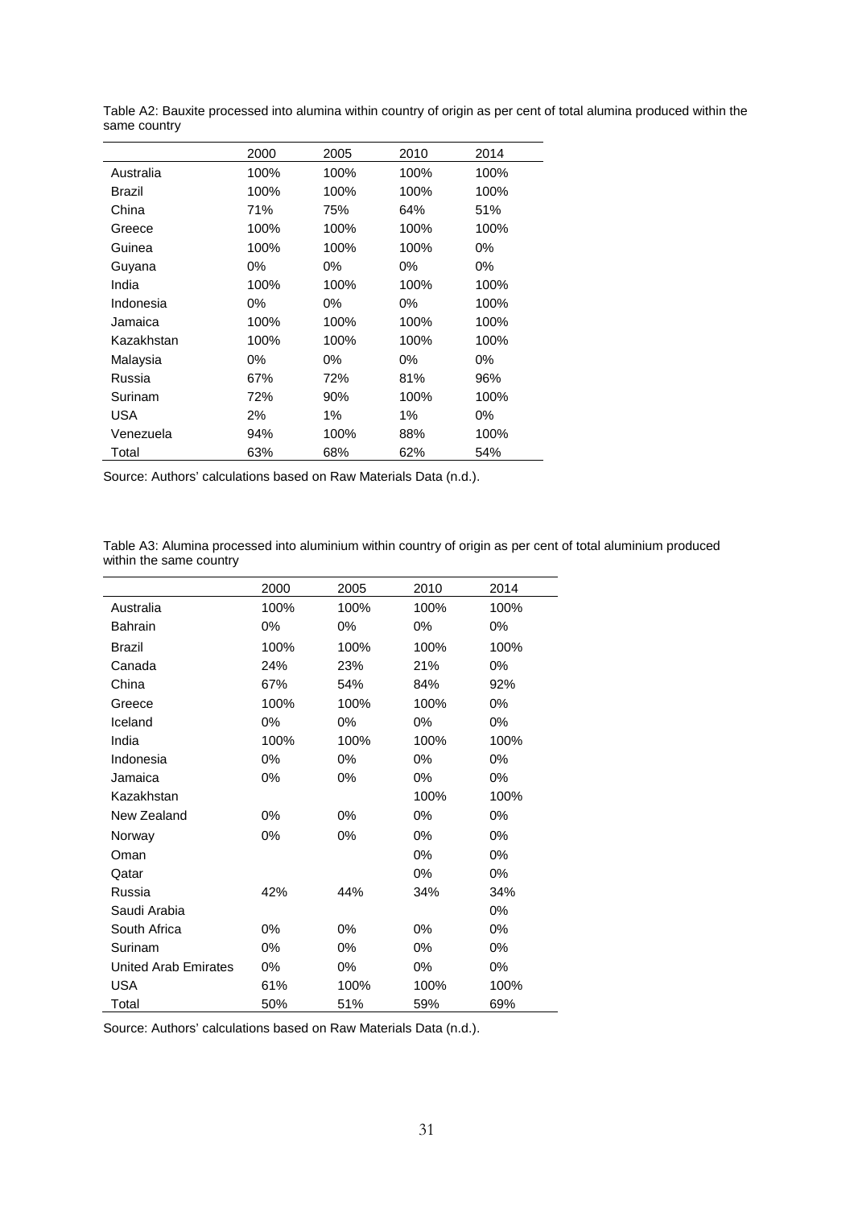Table A2: Bauxite processed into alumina within country of origin as per cent of total alumina produced within the same country

| | 2000 | 2005 | 2010 | 2014 |
|---|---|---|---|---|
| Australia | 100% | 100% | 100% | 100% |
| Brazil | 100% | 100% | 100% | 100% |
| China | 71% | 75% | 64% | 51% |
| Greece | 100% | 100% | 100% | 100% |
| Guinea | 100% | 100% | 100% | 0% |
| Guyana | 0% | 0% | 0% | 0% |
| India | 100% | 100% | 100% | 100% |
| Indonesia | 0% | 0% | 0% | 100% |
| Jamaica | 100% | 100% | 100% | 100% |
| Kazakhstan | 100% | 100% | 100% | 100% |
| Malaysia | 0% | 0% | 0% | 0% |
| Russia | 67% | 72% | 81% | 96% |
| Surinam | 72% | 90% | 100% | 100% |
| USA | 2% | 1% | 1% | 0% |
| Venezuela | 94% | 100% | 88% | 100% |
| Total | 63% | 68% | 62% | 54% |

Source: Authors' calculations based on Raw Materials Data (n.d.).

Table A3: Alumina processed into aluminium within country of origin as per cent of total aluminium produced within the same country

| | 2000 | 2005 | 2010 | 2014 |
|---|---|---|---|---|
| Australia | 100% | 100% | 100% | 100% |
| Bahrain | 0% | 0% | 0% | 0% |
| Brazil | 100% | 100% | 100% | 100% |
| Canada | 24% | 23% | 21% | 0% |
| China | 67% | 54% | 84% | 92% |
| Greece | 100% | 100% | 100% | 0% |
| Iceland | 0% | 0% | 0% | 0% |
| India | 100% | 100% | 100% | 100% |
| Indonesia | 0% | 0% | 0% | 0% |
| Jamaica | 0% | 0% | 0% | 0% |
| Kazakhstan | | | 100% | 100% |
| New Zealand | 0% | 0% | 0% | 0% |
| Norway | 0% | 0% | 0% | 0% |
| Oman | | | 0% | 0% |
| Qatar | | | 0% | 0% |
| Russia | 42% | 44% | 34% | 34% |
| Saudi Arabia | | | | 0% |
| South Africa | 0% | 0% | 0% | 0% |
| Surinam | 0% | 0% | 0% | 0% |
| United Arab Emirates | 0% | 0% | 0% | 0% |
| USA | 61% | 100% | 100% | 100% |
| Total | 50% | 51% | 59% | 69% |

Source: Authors' calculations based on Raw Materials Data (n.d.).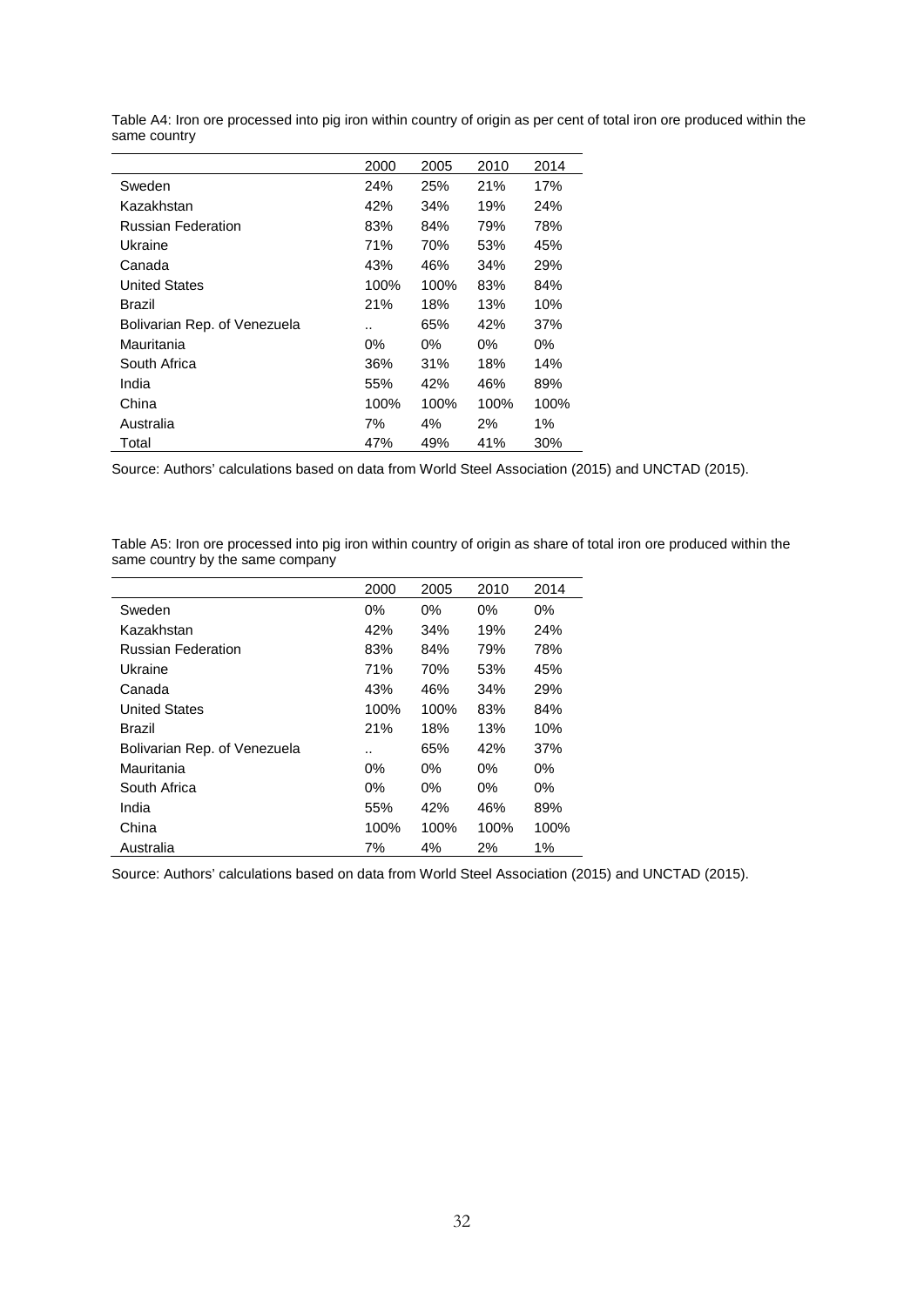Table A4: Iron ore processed into pig iron within country of origin as per cent of total iron ore produced within the same country

| | 2000 | 2005 | 2010 | 2014 |
|---|---|---|---|---|
| Sweden | 24% | 25% | 21% | 17% |
| Kazakhstan | 42% | 34% | 19% | 24% |
| Russian Federation | 83% | 84% | 79% | 78% |
| Ukraine | 71% | 70% | 53% | 45% |
| Canada | 43% | 46% | 34% | 29% |
| United States | 100% | 100% | 83% | 84% |
| Brazil | 21% | 18% | 13% | 10% |
| Bolivarian Rep. of Venezuela | .. | 65% | 42% | 37% |
| Mauritania | 0% | 0% | 0% | 0% |
| South Africa | 36% | 31% | 18% | 14% |
| India | 55% | 42% | 46% | 89% |
| China | 100% | 100% | 100% | 100% |
| Australia | 7% | 4% | 2% | 1% |
| Total | 47% | 49% | 41% | 30% |

Source: Authors' calculations based on data from World Steel Association (2015) and UNCTAD (2015).

Table A5: Iron ore processed into pig iron within country of origin as share of total iron ore produced within the same country by the same company

| | 2000 | 2005 | 2010 | 2014 |
|---|---|---|---|---|
| Sweden | 0% | 0% | 0% | 0% |
| Kazakhstan | 42% | 34% | 19% | 24% |
| Russian Federation | 83% | 84% | 79% | 78% |
| Ukraine | 71% | 70% | 53% | 45% |
| Canada | 43% | 46% | 34% | 29% |
| United States | 100% | 100% | 83% | 84% |
| Brazil | 21% | 18% | 13% | 10% |
| Bolivarian Rep. of Venezuela | .. | 65% | 42% | 37% |
| Mauritania | 0% | 0% | 0% | 0% |
| South Africa | 0% | 0% | 0% | 0% |
| India | 55% | 42% | 46% | 89% |
| China | 100% | 100% | 100% | 100% |
| Australia | 7% | 4% | 2% | 1% |

Source: Authors' calculations based on data from World Steel Association (2015) and UNCTAD (2015).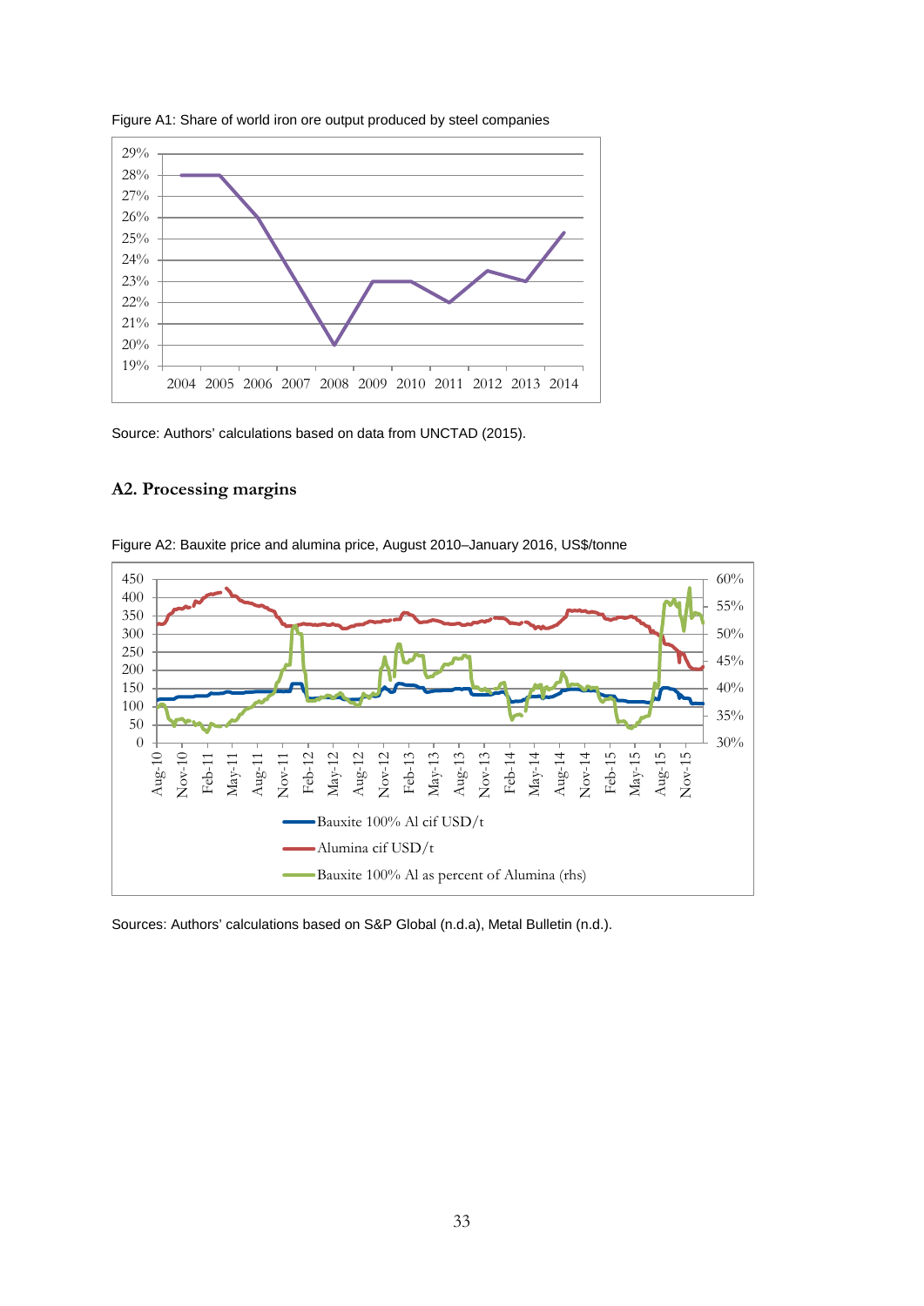Figure A1: Share of world iron ore output produced by steel companies

Source: Authors' calculations based on data from UNCTAD (2015).

## A2. Processing margins

Figure A2: Bauxite price and alumina price, August 2010–January 2016, US$/tonne

Sources: Authors' calculations based on S&P Global (n.d.a), Metal Bulletin (n.d.).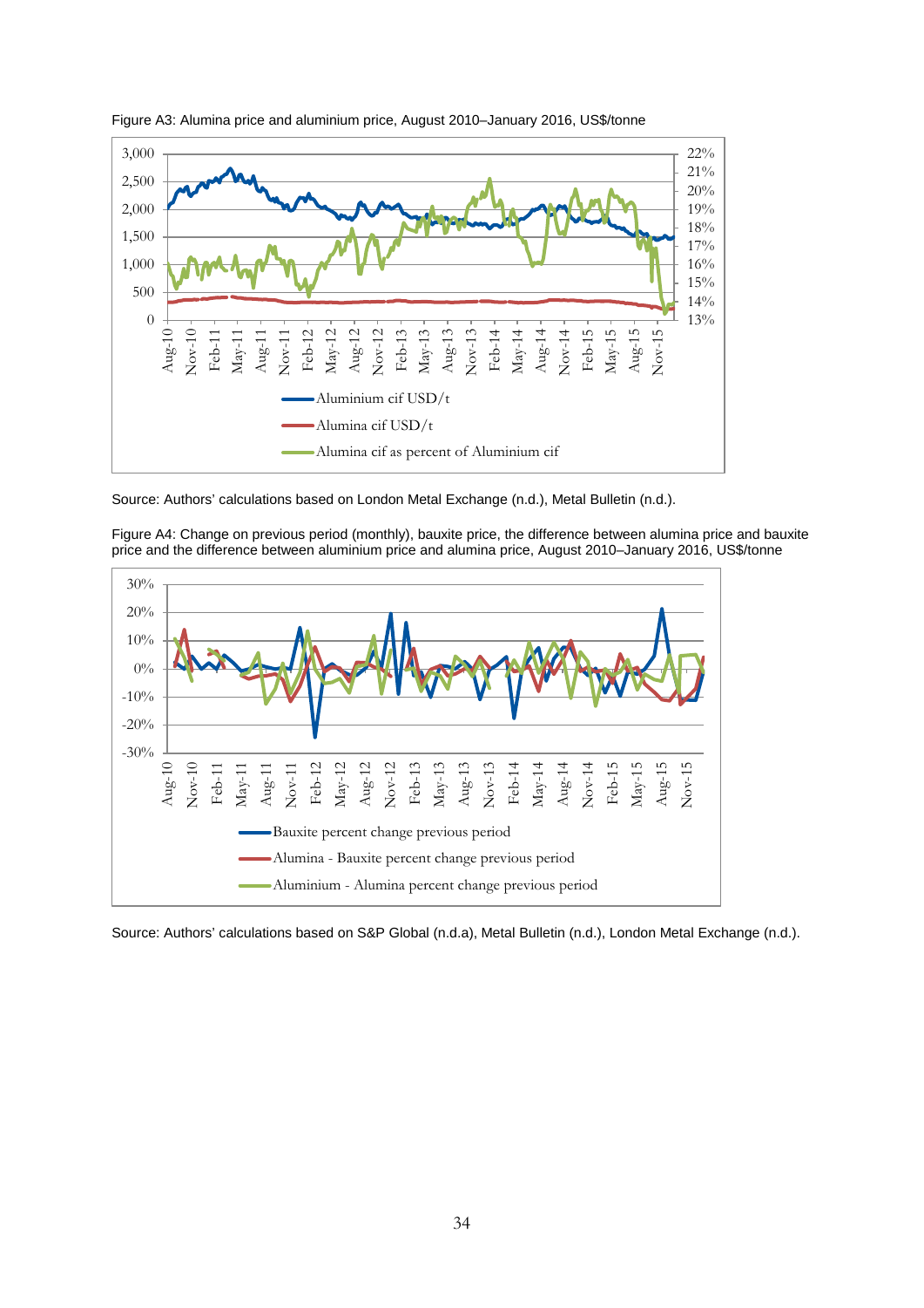Figure A3: Alumina price and aluminium price, August 2010–January 2016, US$/tonne

Source: Authors' calculations based on London Metal Exchange (n.d.), Metal Bulletin (n.d.).

Figure A4: Change on previous period (monthly), bauxite price, the difference between alumina price and bauxite price and the difference between aluminium price and alumina price, August 2010–January 2016, US$/tonne

Source: Authors' calculations based on S&P Global (n.d.a), Metal Bulletin (n.d.), London Metal Exchange (n.d.).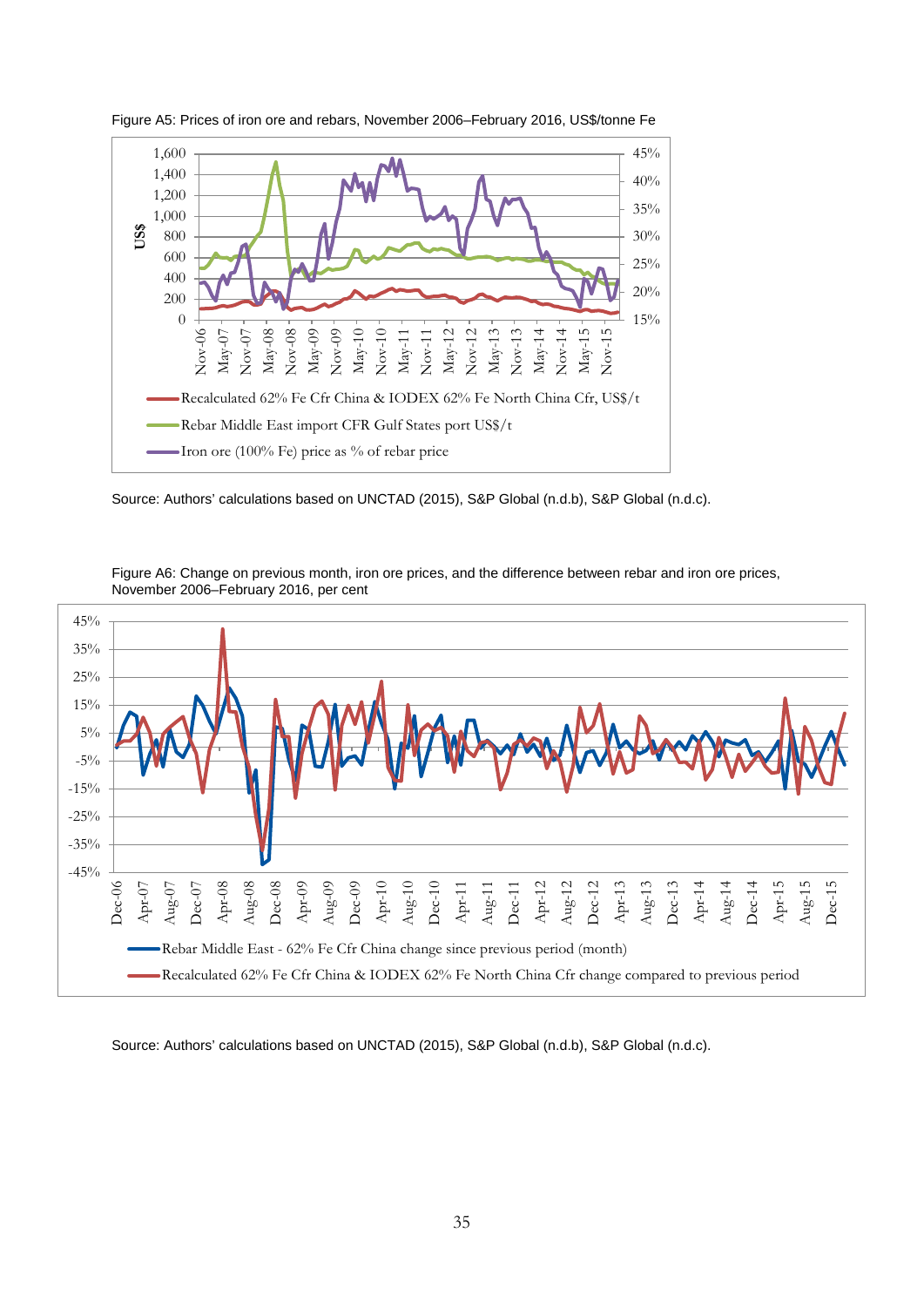Figure A5: Prices of iron ore and rebars, November 2006–February 2016, US$/tonne Fe

US$

1,600
1,400
1,200
1,000
800
600
400
200
0

45%
40%
35%
30%
25%
20%
15%

Nov-06
May-07
Nov-07
May-08
Nov-08
May-09
Nov-09
May-10
Nov-10
May-11
Nov-11
May-12
Nov-12
May-13
Nov-13
May-14
Nov-14
May-15
Nov-15

Recalculated 62% Fe Cfr China & IODEX 62% Fe North China Cfr, US$/t

Rebar Middle East import CFR Gulf States port US$/t

Iron ore (100% Fe) price as % of rebar price

Source: Authors' calculations based on UNCTAD (2015), S&P Global (n.d.b), S&P Global (n.d.c).

Figure A6: Change on previous month, iron ore prices, and the difference between rebar and iron ore prices, November 2006–February 2016, per cent

45%
35%
25%
15%
5%
-5%
-15%
-25%
-35%
-45%

Dec-06
Apr-07
Aug-07
Dec-07
Apr-08
Aug-08
Dec-08
Apr-09
Aug-09
Dec-09
Apr-10
Aug-10
Dec-10
Apr-11
Aug-11
Dec-11
Apr-12
Aug-12
Dec-12
Apr-13
Aug-13
Dec-13
Apr-14
Aug-14
Dec-14
Apr-15
Aug-15
Dec-15

Rebar Middle East - 62% Fe Cfr China change since previous period (month)

Recalculated 62% Fe Cfr China & IODEX 62% Fe North China Cfr change compared to previous period

Source: Authors' calculations based on UNCTAD (2015), S&P Global (n.d.b), S&P Global (n.d.c).